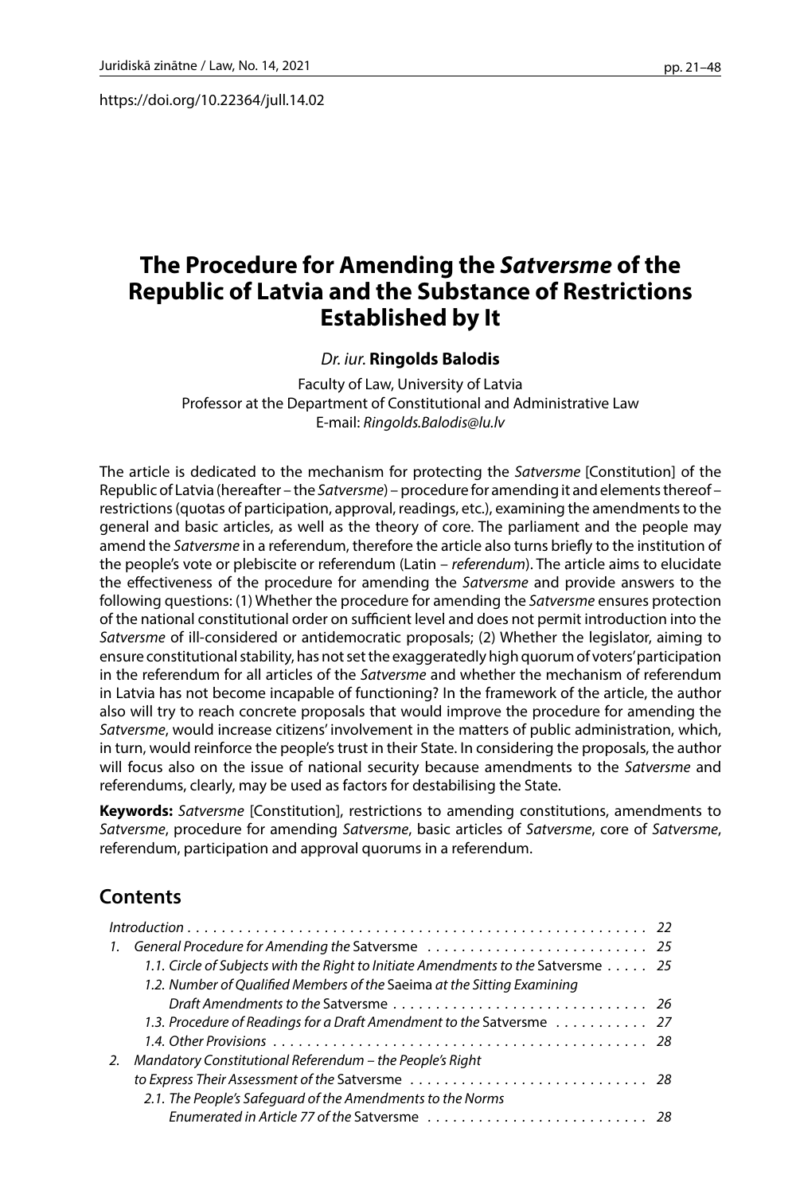https://doi.org/10.22364/jull.14.02

# The Procedure for Amending the *Satversme* of the Republic of Latvia and the Substance of Restrictions Established by It

*Dr. iur.* **Ringolds Balodis**

Faculty of Law, University of Latvia
Professor at the Department of Constitutional and Administrative Law
E-mail: *Ringolds.Balodis@lu.lv*

The article is dedicated to the mechanism for protecting the *Satversme* [Constitution] of the Republic of Latvia (hereafter – the *Satversme*) – procedure for amending it and elements thereof – restrictions (quotas of participation, approval, readings, etc.), examining the amendments to the general and basic articles, as well as the theory of core. The parliament and the people may amend the *Satversme* in a referendum, therefore the article also turns briefly to the institution of the people's vote or plebiscite or referendum (Latin – *referendum*). The article aims to elucidate the effectiveness of the procedure for amending the *Satversme* and provide answers to the following questions: (1) Whether the procedure for amending the *Satversme* ensures protection of the national constitutional order on sufficient level and does not permit introduction into the *Satversme* of ill-considered or antidemocratic proposals; (2) Whether the legislator, aiming to ensure constitutional stability, has not set the exaggeratedly high quorum of voters' participation in the referendum for all articles of the *Satversme* and whether the mechanism of referendum in Latvia has not become incapable of functioning? In the framework of the article, the author also will try to reach concrete proposals that would improve the procedure for amending the *Satversme*, would increase citizens' involvement in the matters of public administration, which, in turn, would reinforce the people's trust in their State. In considering the proposals, the author will focus also on the issue of national security because amendments to the *Satversme* and referendums, clearly, may be used as factors for destabilising the State.

**Keywords:** *Satversme* [Constitution], restrictions to amending constitutions, amendments to *Satversme*, procedure for amending *Satversme*, basic articles of *Satversme*, core of *Satversme*, referendum, participation and approval quorums in a referendum.

## Contents

*Introduction* . . . . . . . . . . . . . . . . . . . . . . . . . . . . . . . . . . . . . . . . . . . . . . . . . . . . . 22

1. *General Procedure for Amending the* Satversme . . . . . . . . . . . . . . . . . . . . . . . . . . 25
   - *1.1. Circle of Subjects with the Right to Initiate Amendments to the* Satversme . . . . . 25
   - *1.2. Number of Qualified Members of the* Saeima *at the Sitting Examining Draft Amendments to the* Satversme . . . . . . . . . . . . . . . . . . . . . . . . . . . . . . 26
   - *1.3. Procedure of Readings for a Draft Amendment to the* Satversme . . . . . . . . . . . 27
   - *1.4. Other Provisions* . . . . . . . . . . . . . . . . . . . . . . . . . . . . . . . . . . . . . . . . . . . . 28
2. *Mandatory Constitutional Referendum – the People's Right to Express Their Assessment of the* Satversme . . . . . . . . . . . . . . . . . . . . . . . . . . . . 28
   - *2.1. The People's Safeguard of the Amendments to the Norms Enumerated in Article 77 of the* Satversme . . . . . . . . . . . . . . . . . . . . . . . . . . 28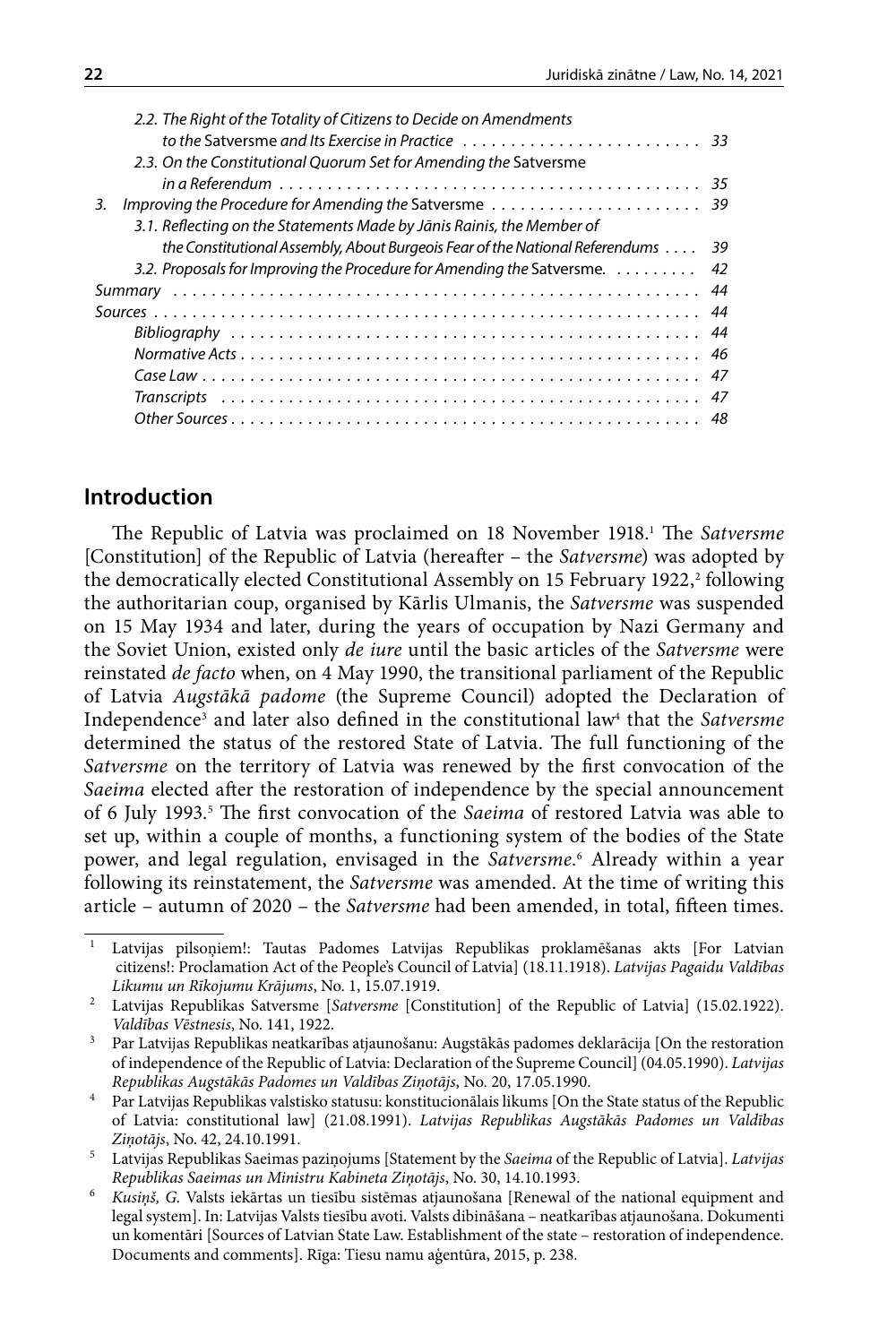2.2. *The Right of the Totality of Citizens to Decide on Amendments to the* Satversme *and Its Exercise in Practice* . . . . . . . . . . 33

2.3. *On the Constitutional Quorum Set for Amending the* Satversme *in a Referendum* . . . . . . . . . . 35

3. *Improving the Procedure for Amending the* Satversme . . . . . . . . . . 39

3.1. *Reflecting on the Statements Made by Jānis Rainis, the Member of the Constitutional Assembly, About Burgeois Fear of the National Referendums* . . . . 39

3.2. *Proposals for Improving the Procedure for Amending the* Satversme. . . . . . . . . . 42

*Summary* . . . . . . . . . . 44

*Sources* . . . . . . . . . . 44

*Bibliography* . . . . . . . . . . 44

*Normative Acts* . . . . . . . . . . 46

*Case Law* . . . . . . . . . . 47

*Transcripts* . . . . . . . . . . 47

*Other Sources* . . . . . . . . . . 48

## Introduction

The Republic of Latvia was proclaimed on 18 November 1918.[1] The *Satversme* [Constitution] of the Republic of Latvia (hereafter – the *Satversme*) was adopted by the democratically elected Constitutional Assembly on 15 February 1922,[2] following the authoritarian coup, organised by Kārlis Ulmanis, the *Satversme* was suspended on 15 May 1934 and later, during the years of occupation by Nazi Germany and the Soviet Union, existed only *de iure* until the basic articles of the *Satversme* were reinstated *de facto* when, on 4 May 1990, the transitional parliament of the Republic of Latvia *Augstākā padome* (the Supreme Council) adopted the Declaration of Independence[3] and later also defined in the constitutional law[4] that the *Satversme* determined the status of the restored State of Latvia. The full functioning of the *Satversme* on the territory of Latvia was renewed by the first convocation of the *Saeima* elected after the restoration of independence by the special announcement of 6 July 1993.[5] The first convocation of the *Saeima* of restored Latvia was able to set up, within a couple of months, a functioning system of the bodies of the State power, and legal regulation, envisaged in the *Satversme*.[6] Already within a year following its reinstatement, the *Satversme* was amended. At the time of writing this article – autumn of 2020 – the *Satversme* had been amended, in total, fifteen times.

---

[1] Latvijas pilsoņiem!: Tautas Padomes Latvijas Republikas proklamēšanas akts [For Latvian citizens!: Proclamation Act of the People's Council of Latvia] (18.11.1918). *Latvijas Pagaidu Valdības Likumu un Rīkojumu Krājums*, No. 1, 15.07.1919.

[2] Latvijas Republikas Satversme [*Satversme* [Constitution] of the Republic of Latvia] (15.02.1922). *Valdības Vēstnesis*, No. 141, 1922.

[3] Par Latvijas Republikas neatkarības atjaunošanu: Augstākās padomes deklarācija [On the restoration of independence of the Republic of Latvia: Declaration of the Supreme Council] (04.05.1990). *Latvijas Republikas Augstākās Padomes un Valdības Ziņotājs*, No. 20, 17.05.1990.

[4] Par Latvijas Republikas valstisko statusu: konstitucionālais likums [On the State status of the Republic of Latvia: constitutional law] (21.08.1991). *Latvijas Republikas Augstākās Padomes un Valdības Ziņotājs*, No. 42, 24.10.1991.

[5] Latvijas Republikas Saeimas paziņojums [Statement by the *Saeima* of the Republic of Latvia]. *Latvijas Republikas Saeimas un Ministru Kabineta Ziņotājs*, No. 30, 14.10.1993.

[6] *Kusiņš, G.* Valsts iekārtas un tiesību sistēmas atjaunošana [Renewal of the national equipment and legal system]. In: Latvijas Valsts tiesību avoti. Valsts dibināšana – neatkarības atjaunošana. Dokumenti un komentāri [Sources of Latvian State Law. Establishment of the state – restoration of independence. Documents and comments]. Rīga: Tiesu namu aģentūra, 2015, p. 238.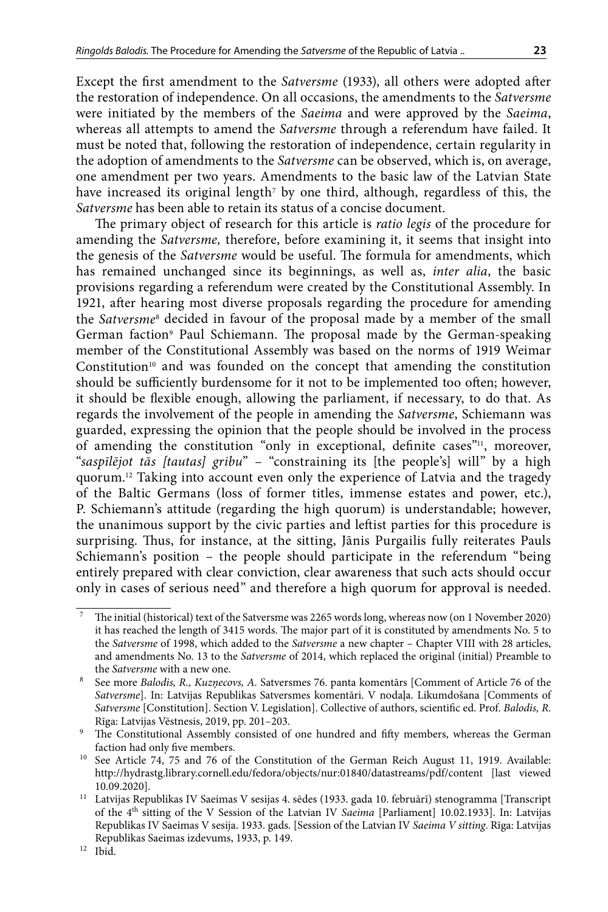Except the first amendment to the *Satversme* (1933), all others were adopted after the restoration of independence. On all occasions, the amendments to the *Satversme* were initiated by the members of the *Saeima* and were approved by the *Saeima*, whereas all attempts to amend the *Satversme* through a referendum have failed. It must be noted that, following the restoration of independence, certain regularity in the adoption of amendments to the *Satversme* can be observed, which is, on average, one amendment per two years. Amendments to the basic law of the Latvian State have increased its original length[7] by one third, although, regardless of this, the *Satversme* has been able to retain its status of a concise document.

The primary object of research for this article is *ratio legis* of the procedure for amending the *Satversme,* therefore, before examining it, it seems that insight into the genesis of the *Satversme* would be useful. The formula for amendments, which has remained unchanged since its beginnings, as well as, *inter alia*, the basic provisions regarding a referendum were created by the Constitutional Assembly. In 1921, after hearing most diverse proposals regarding the procedure for amending the *Satversme*[8] decided in favour of the proposal made by a member of the small German faction[9] Paul Schiemann. The proposal made by the German-speaking member of the Constitutional Assembly was based on the norms of 1919 Weimar Constitution[10] and was founded on the concept that amending the constitution should be sufficiently burdensome for it not to be implemented too often; however, it should be flexible enough, allowing the parliament, if necessary, to do that. As regards the involvement of the people in amending the *Satversme*, Schiemann was guarded, expressing the opinion that the people should be involved in the process of amending the constitution "only in exceptional, definite cases"[11], moreover, "*saspīlējot tās [tautas] gribu*" – "constraining its [the people's] will" by a high quorum.[12] Taking into account even only the experience of Latvia and the tragedy of the Baltic Germans (loss of former titles, immense estates and power, etc.), P. Schiemann's attitude (regarding the high quorum) is understandable; however, the unanimous support by the civic parties and leftist parties for this procedure is surprising. Thus, for instance, at the sitting, Jānis Purgailis fully reiterates Pauls Schiemann's position – the people should participate in the referendum "being entirely prepared with clear conviction, clear awareness that such acts should occur only in cases of serious need" and therefore a high quorum for approval is needed.

---

[7] The initial (historical) text of the Satversme was 2265 words long, whereas now (on 1 November 2020) it has reached the length of 3415 words. The major part of it is constituted by amendments No. 5 to the *Satversme* of 1998, which added to the *Satversme* a new chapter – Chapter VIII with 28 articles, and amendments No. 13 to the *Satversme* of 2014, which replaced the original (initial) Preamble to the *Satversme* with a new one.

[8] See more *Balodis, R., Kuzņecovs, A.* Satversmes 76. panta komentārs [Comment of Article 76 of the *Satversme*]. In: Latvijas Republikas Satversmes komentāri. V nodaļa. Likumdošana [Comments of *Satversme* [Constitution]. Section V. Legislation]. Collective of authors, scientific ed. Prof. *Balodis, R.* Rīga: Latvijas Vēstnesis, 2019, pp. 201–203.

[9] The Constitutional Assembly consisted of one hundred and fifty members, whereas the German faction had only five members.

[10] See Article 74, 75 and 76 of the Constitution of the German Reich August 11, 1919. Available: http://hydrastg.library.cornell.edu/fedora/objects/nur:01840/datastreams/pdf/content [last viewed 10.09.2020].

[11] Latvijas Republikas IV Saeimas V sesijas 4. sēdes (1933. gada 10. februārī) stenogramma [Transcript of the 4th sitting of the V Session of the Latvian IV *Saeima* [Parliament] 10.02.1933]. In: Latvijas Republikas IV Saeimas V sesija. 1933. gads. [Session of the Latvian IV *Saeima V sitting*. Rīga: Latvijas Republikas Saeimas izdevums, 1933, p. 149.

[12] Ibid.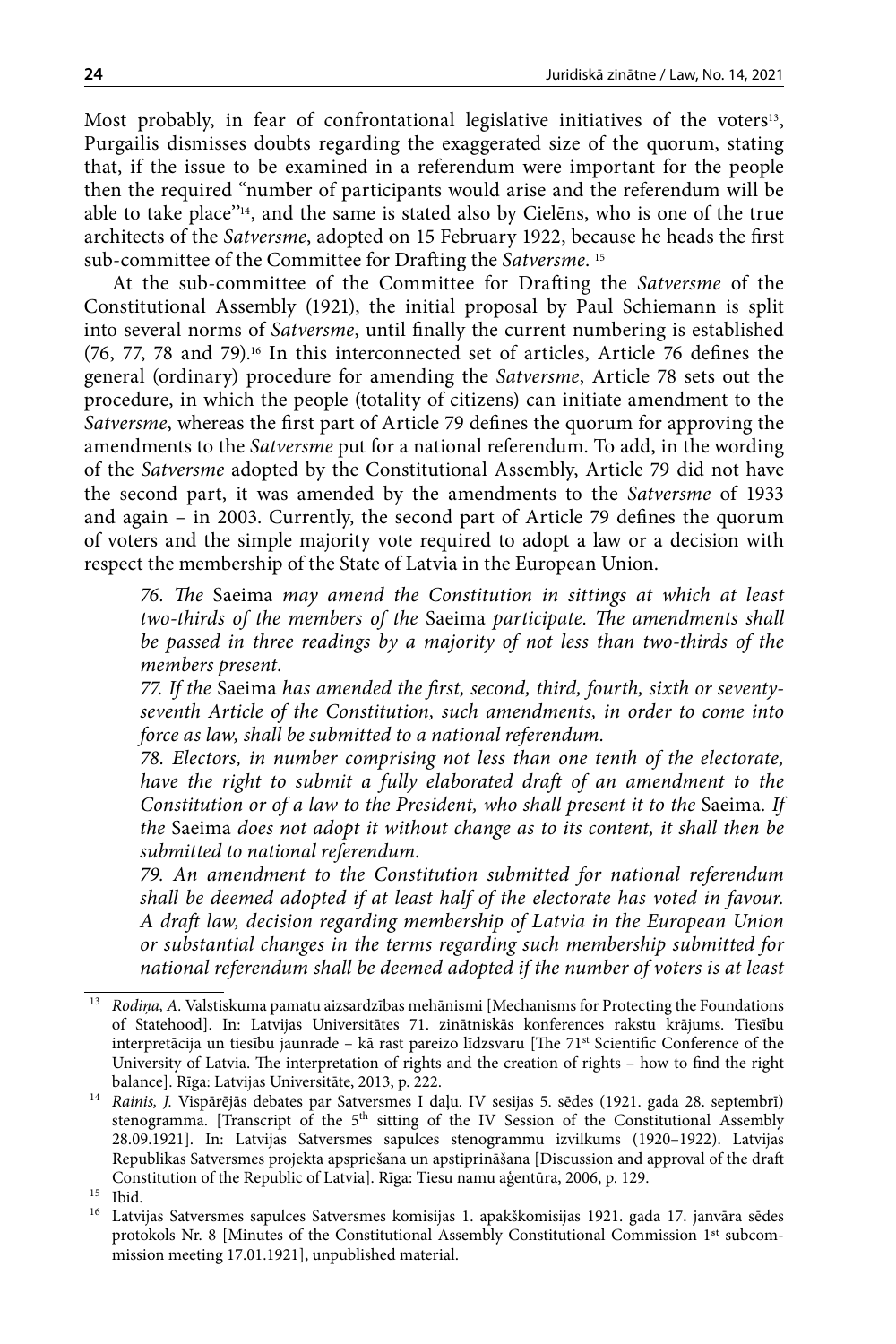Most probably, in fear of confrontational legislative initiatives of the voters[13], Purgailis dismisses doubts regarding the exaggerated size of the quorum, stating that, if the issue to be examined in a referendum were important for the people then the required "number of participants would arise and the referendum will be able to take place"[14], and the same is stated also by Cielēns, who is one of the true architects of the *Satversme*, adopted on 15 February 1922, because he heads the first sub-committee of the Committee for Drafting the *Satversme*. [15]

At the sub-committee of the Committee for Drafting the *Satversme* of the Constitutional Assembly (1921), the initial proposal by Paul Schiemann is split into several norms of *Satversme*, until finally the current numbering is established (76, 77, 78 and 79).[16] In this interconnected set of articles, Article 76 defines the general (ordinary) procedure for amending the *Satversme*, Article 78 sets out the procedure, in which the people (totality of citizens) can initiate amendment to the *Satversme*, whereas the first part of Article 79 defines the quorum for approving the amendments to the *Satversme* put for a national referendum. To add, in the wording of the *Satversme* adopted by the Constitutional Assembly, Article 79 did not have the second part, it was amended by the amendments to the *Satversme* of 1933 and again – in 2003. Currently, the second part of Article 79 defines the quorum of voters and the simple majority vote required to adopt a law or a decision with respect the membership of the State of Latvia in the European Union.

> *76. The* Saeima *may amend the Constitution in sittings at which at least two-thirds of the members of the* Saeima *participate. The amendments shall be passed in three readings by a majority of not less than two-thirds of the members present.*
>
> *77. If the* Saeima *has amended the first, second, third, fourth, sixth or seventy-seventh Article of the Constitution, such amendments, in order to come into force as law, shall be submitted to a national referendum.*
>
> *78. Electors, in number comprising not less than one tenth of the electorate, have the right to submit a fully elaborated draft of an amendment to the Constitution or of a law to the President, who shall present it to the* Saeima*. If the* Saeima *does not adopt it without change as to its content, it shall then be submitted to national referendum.*
>
> *79. An amendment to the Constitution submitted for national referendum shall be deemed adopted if at least half of the electorate has voted in favour. A draft law, decision regarding membership of Latvia in the European Union or substantial changes in the terms regarding such membership submitted for national referendum shall be deemed adopted if the number of voters is at least*

---

[13] *Rodiņa, A.* Valstiskuma pamatu aizsardzības mehānismi [Mechanisms for Protecting the Foundations of Statehood]. In: Latvijas Universitātes 71. zinātniskās konferences rakstu krājums. Tiesību interpretācija un tiesību jaunrade – kā rast pareizo līdzsvaru [The 71st Scientific Conference of the University of Latvia. The interpretation of rights and the creation of rights – how to find the right balance]. Rīga: Latvijas Universitāte, 2013, p. 222.

[14] *Rainis, J.* Vispārējās debates par Satversmes I daļu. IV sesijas 5. sēdes (1921. gada 28. septembrī) stenogramma. [Transcript of the 5th sitting of the IV Session of the Constitutional Assembly 28.09.1921]. In: Latvijas Satversmes sapulces stenogrammu izvilkums (1920–1922). Latvijas Republikas Satversmes projekta apspriešana un apstiprināšana [Discussion and approval of the draft Constitution of the Republic of Latvia]. Rīga: Tiesu namu aģentūra, 2006, p. 129.

[15] Ibid.

[16] Latvijas Satversmes sapulces Satversmes komisijas 1. apakškomisijas 1921. gada 17. janvāra sēdes protokols Nr. 8 [Minutes of the Constitutional Assembly Constitutional Commission 1st subcommission meeting 17.01.1921], unpublished material.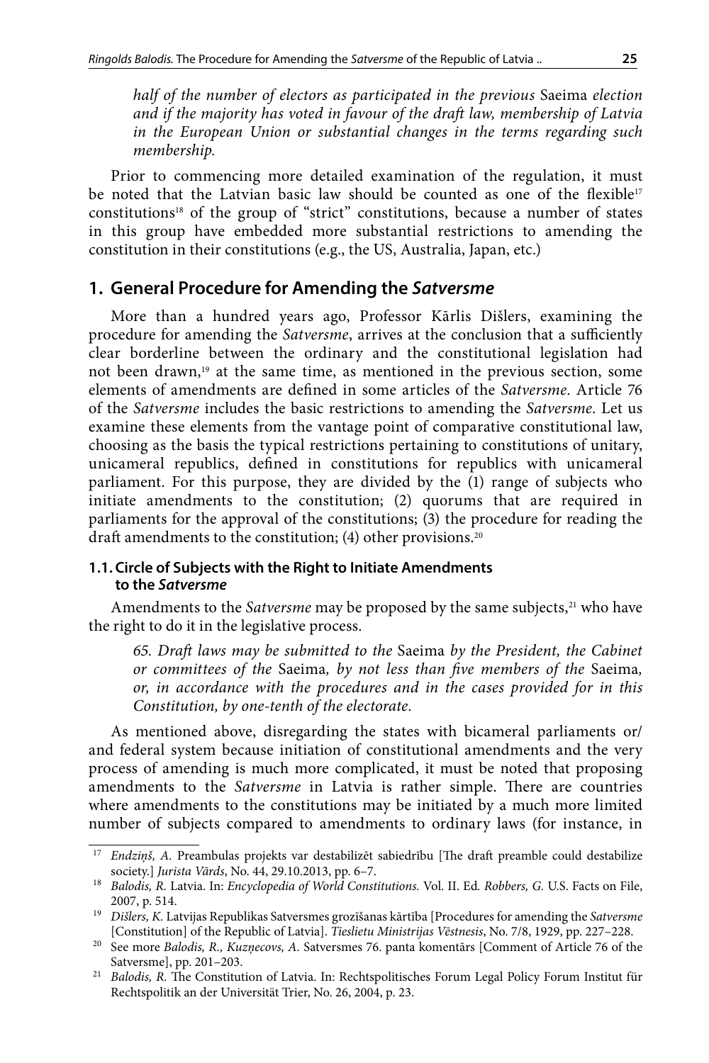*half of the number of electors as participated in the previous* Saeima *election and if the majority has voted in favour of the draft law, membership of Latvia in the European Union or substantial changes in the terms regarding such membership.*

Prior to commencing more detailed examination of the regulation, it must be noted that the Latvian basic law should be counted as one of the flexible[17] constitutions[18] of the group of "strict" constitutions, because a number of states in this group have embedded more substantial restrictions to amending the constitution in their constitutions (e.g., the US, Australia, Japan, etc.)

## 1. General Procedure for Amending the *Satversme*

More than a hundred years ago, Professor Kārlis Dišlers, examining the procedure for amending the *Satversme*, arrives at the conclusion that a sufficiently clear borderline between the ordinary and the constitutional legislation had not been drawn,[19] at the same time, as mentioned in the previous section, some elements of amendments are defined in some articles of the *Satversme*. Article 76 of the *Satversme* includes the basic restrictions to amending the *Satversme*. Let us examine these elements from the vantage point of comparative constitutional law, choosing as the basis the typical restrictions pertaining to constitutions of unitary, unicameral republics, defined in constitutions for republics with unicameral parliament. For this purpose, they are divided by the (1) range of subjects who initiate amendments to the constitution; (2) quorums that are required in parliaments for the approval of the constitutions; (3) the procedure for reading the draft amendments to the constitution; (4) other provisions.[20]

### 1.1. Circle of Subjects with the Right to Initiate Amendments to the *Satversme*

Amendments to the *Satversme* may be proposed by the same subjects,[21] who have the right to do it in the legislative process.

> *65. Draft laws may be submitted to the* Saeima *by the President, the Cabinet or committees of the* Saeima*, by not less than five members of the* Saeima*, or, in accordance with the procedures and in the cases provided for in this Constitution, by one-tenth of the electorate.*

As mentioned above, disregarding the states with bicameral parliaments or/and federal system because initiation of constitutional amendments and the very process of amending is much more complicated, it must be noted that proposing amendments to the *Satversme* in Latvia is rather simple. There are countries where amendments to the constitutions may be initiated by a much more limited number of subjects compared to amendments to ordinary laws (for instance, in

---

[17] *Endziņš, A.* Preambulas projekts var destabilizēt sabiedrību [The draft preamble could destabilize society.] *Jurista Vārds*, No. 44, 29.10.2013, pp. 6–7.

[18] *Balodis, R.* Latvia. In: *Encyclopedia of World Constitutions.* Vol. II. Ed. *Robbers, G.* U.S. Facts on File, 2007, p. 514.

[19] *Dišlers, K.* Latvijas Republikas Satversmes grozīšanas kārtība [Procedures for amending the *Satversme* [Constitution] of the Republic of Latvia]. *Tieslietu Ministrijas Vēstnesis*, No. 7/8, 1929, pp. 227–228.

[20] See more *Balodis, R., Kuzņecovs, A.* Satversmes 76. panta komentārs [Comment of Article 76 of the Satversme], pp. 201–203.

[21] *Balodis, R.* The Constitution of Latvia. In: Rechtspolitisches Forum Legal Policy Forum Institut für Rechtspolitik an der Universität Trier, No. 26, 2004, p. 23.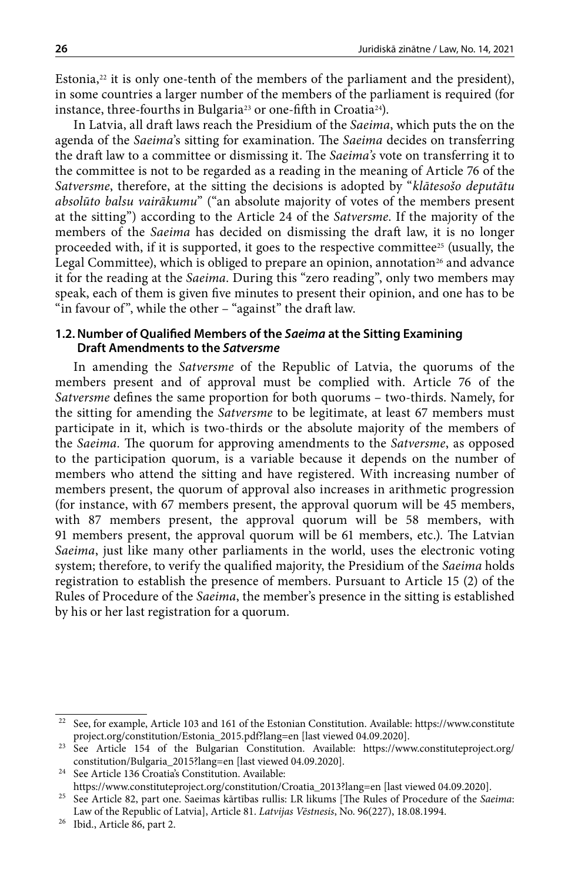Estonia,[22] it is only one-tenth of the members of the parliament and the president), in some countries a larger number of the members of the parliament is required (for instance, three-fourths in Bulgaria[23] or one-fifth in Croatia[24]).

In Latvia, all draft laws reach the Presidium of the *Saeima*, which puts the on the agenda of the *Saeima*'s sitting for examination. The *Saeima* decides on transferring the draft law to a committee or dismissing it. The *Saeima's* vote on transferring it to the committee is not to be regarded as a reading in the meaning of Article 76 of the *Satversme*, therefore, at the sitting the decisions is adopted by "*klātesošo deputātu absolūto balsu vairākumu*" ("an absolute majority of votes of the members present at the sitting") according to the Article 24 of the *Satversme*. If the majority of the members of the *Saeima* has decided on dismissing the draft law, it is no longer proceeded with, if it is supported, it goes to the respective committee[25] (usually, the Legal Committee), which is obliged to prepare an opinion, annotation[26] and advance it for the reading at the *Saeima*. During this "zero reading", only two members may speak, each of them is given five minutes to present their opinion, and one has to be "in favour of", while the other – "against" the draft law.

### 1.2. Number of Qualified Members of the *Saeima* at the Sitting Examining Draft Amendments to the *Satversme*

In amending the *Satversme* of the Republic of Latvia, the quorums of the members present and of approval must be complied with. Article 76 of the *Satversme* defines the same proportion for both quorums – two-thirds. Namely, for the sitting for amending the *Satversme* to be legitimate, at least 67 members must participate in it, which is two-thirds or the absolute majority of the members of the *Saeima*. The quorum for approving amendments to the *Satversme*, as opposed to the participation quorum, is a variable because it depends on the number of members who attend the sitting and have registered. With increasing number of members present, the quorum of approval also increases in arithmetic progression (for instance, with 67 members present, the approval quorum will be 45 members, with 87 members present, the approval quorum will be 58 members, with 91 members present, the approval quorum will be 61 members, etc.). The Latvian *Saeima*, just like many other parliaments in the world, uses the electronic voting system; therefore, to verify the qualified majority, the Presidium of the *Saeima* holds registration to establish the presence of members. Pursuant to Article 15 (2) of the Rules of Procedure of the *Saeima*, the member's presence in the sitting is established by his or her last registration for a quorum.

---

[22] See, for example, Article 103 and 161 of the Estonian Constitution. Available: https://www.constituteproject.org/constitution/Estonia_2015.pdf?lang=en [last viewed 04.09.2020].

[23] See Article 154 of the Bulgarian Constitution. Available: https://www.constituteproject.org/constitution/Bulgaria_2015?lang=en [last viewed 04.09.2020].

[24] See Article 136 Croatia's Constitution. Available: https://www.constituteproject.org/constitution/Croatia_2013?lang=en [last viewed 04.09.2020].

[25] See Article 82, part one. Saeimas kārtības rullis: LR likums [The Rules of Procedure of the *Saeima*: Law of the Republic of Latvia], Article 81. *Latvijas Vēstnesis*, No. 96(227), 18.08.1994.

[26] Ibid., Article 86, part 2.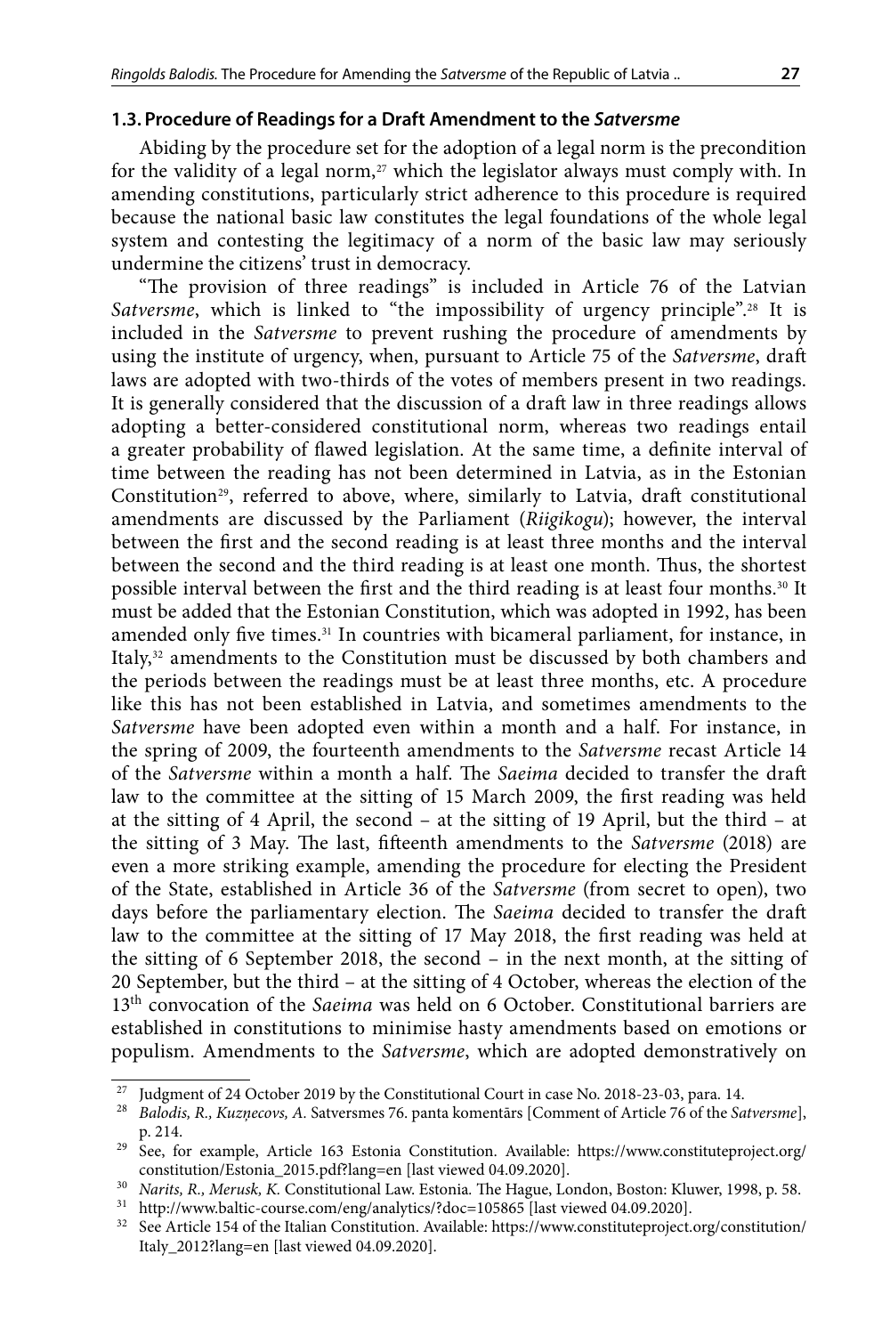### 1.3. Procedure of Readings for a Draft Amendment to the *Satversme*

Abiding by the procedure set for the adoption of a legal norm is the precondition for the validity of a legal norm,[27] which the legislator always must comply with. In amending constitutions, particularly strict adherence to this procedure is required because the national basic law constitutes the legal foundations of the whole legal system and contesting the legitimacy of a norm of the basic law may seriously undermine the citizens' trust in democracy.

"The provision of three readings" is included in Article 76 of the Latvian *Satversme*, which is linked to "the impossibility of urgency principle".[28] It is included in the *Satversme* to prevent rushing the procedure of amendments by using the institute of urgency, when, pursuant to Article 75 of the *Satversme*, draft laws are adopted with two-thirds of the votes of members present in two readings. It is generally considered that the discussion of a draft law in three readings allows adopting a better-considered constitutional norm, whereas two readings entail a greater probability of flawed legislation. At the same time, a definite interval of time between the reading has not been determined in Latvia, as in the Estonian Constitution[29], referred to above, where, similarly to Latvia, draft constitutional amendments are discussed by the Parliament (*Riigikogu*); however, the interval between the first and the second reading is at least three months and the interval between the second and the third reading is at least one month. Thus, the shortest possible interval between the first and the third reading is at least four months.[30] It must be added that the Estonian Constitution, which was adopted in 1992, has been amended only five times.[31] In countries with bicameral parliament, for instance, in Italy,[32] amendments to the Constitution must be discussed by both chambers and the periods between the readings must be at least three months, etc. A procedure like this has not been established in Latvia, and sometimes amendments to the *Satversme* have been adopted even within a month and a half. For instance, in the spring of 2009, the fourteenth amendments to the *Satversme* recast Article 14 of the *Satversme* within a month a half. The *Saeima* decided to transfer the draft law to the committee at the sitting of 15 March 2009, the first reading was held at the sitting of 4 April, the second – at the sitting of 19 April, but the third – at the sitting of 3 May. The last, fifteenth amendments to the *Satversme* (2018) are even a more striking example, amending the procedure for electing the President of the State, established in Article 36 of the *Satversme* (from secret to open), two days before the parliamentary election. The *Saeima* decided to transfer the draft law to the committee at the sitting of 17 May 2018, the first reading was held at the sitting of 6 September 2018, the second – in the next month, at the sitting of 20 September, but the third – at the sitting of 4 October, whereas the election of the 13th convocation of the *Saeima* was held on 6 October. Constitutional barriers are established in constitutions to minimise hasty amendments based on emotions or populism. Amendments to the *Satversme*, which are adopted demonstratively on

---

[27] Judgment of 24 October 2019 by the Constitutional Court in case No. 2018-23-03, para. 14.

[28] *Balodis, R., Kuzņecovs, A.* Satversmes 76. panta komentārs [Comment of Article 76 of the *Satversme*], p. 214.

[29] See, for example, Article 163 Estonia Constitution. Available: https://www.constituteproject.org/constitution/Estonia_2015.pdf?lang=en [last viewed 04.09.2020].

[30] *Narits, R., Merusk, K.* Constitutional Law. Estonia. The Hague, London, Boston: Kluwer, 1998, p. 58.

[31] http://www.baltic-course.com/eng/analytics/?doc=105865 [last viewed 04.09.2020].

[32] See Article 154 of the Italian Constitution. Available: https://www.constituteproject.org/constitution/Italy_2012?lang=en [last viewed 04.09.2020].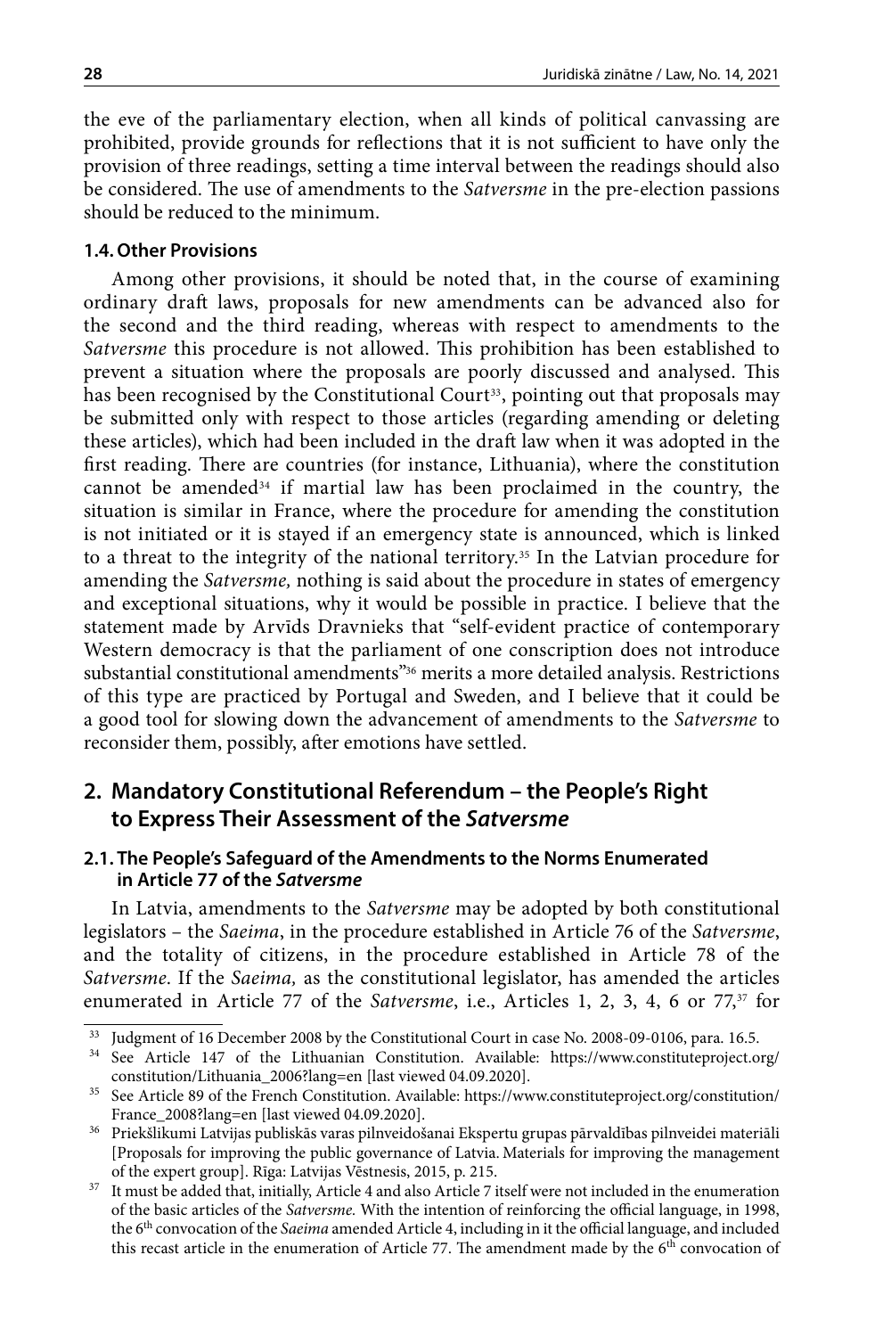the eve of the parliamentary election, when all kinds of political canvassing are prohibited, provide grounds for reflections that it is not sufficient to have only the provision of three readings, setting a time interval between the readings should also be considered. The use of amendments to the *Satversme* in the pre-election passions should be reduced to the minimum.

### 1.4. Other Provisions

Among other provisions, it should be noted that, in the course of examining ordinary draft laws, proposals for new amendments can be advanced also for the second and the third reading, whereas with respect to amendments to the *Satversme* this procedure is not allowed. This prohibition has been established to prevent a situation where the proposals are poorly discussed and analysed. This has been recognised by the Constitutional Court[33], pointing out that proposals may be submitted only with respect to those articles (regarding amending or deleting these articles), which had been included in the draft law when it was adopted in the first reading. There are countries (for instance, Lithuania), where the constitution cannot be amended[34] if martial law has been proclaimed in the country, the situation is similar in France, where the procedure for amending the constitution is not initiated or it is stayed if an emergency state is announced, which is linked to a threat to the integrity of the national territory.[35] In the Latvian procedure for amending the *Satversme,* nothing is said about the procedure in states of emergency and exceptional situations, why it would be possible in practice. I believe that the statement made by Arvīds Dravnieks that "self-evident practice of contemporary Western democracy is that the parliament of one conscription does not introduce substantial constitutional amendments"[36] merits a more detailed analysis. Restrictions of this type are practiced by Portugal and Sweden, and I believe that it could be a good tool for slowing down the advancement of amendments to the *Satversme* to reconsider them, possibly, after emotions have settled.

## 2. Mandatory Constitutional Referendum – the People's Right to Express Their Assessment of the *Satversme*

### 2.1. The People's Safeguard of the Amendments to the Norms Enumerated in Article 77 of the *Satversme*

In Latvia, amendments to the *Satversme* may be adopted by both constitutional legislators – the *Saeima*, in the procedure established in Article 76 of the *Satversme*, and the totality of citizens, in the procedure established in Article 78 of the *Satversme*. If the *Saeima,* as the constitutional legislator, has amended the articles enumerated in Article 77 of the *Satversme*, i.e., Articles 1, 2, 3, 4, 6 or 77,[37] for

---

[33] Judgment of 16 December 2008 by the Constitutional Court in case No. 2008-09-0106, para. 16.5.

[34] See Article 147 of the Lithuanian Constitution. Available: https://www.constituteproject.org/constitution/Lithuania_2006?lang=en [last viewed 04.09.2020].

[35] See Article 89 of the French Constitution. Available: https://www.constituteproject.org/constitution/France_2008?lang=en [last viewed 04.09.2020].

[36] Priekšlikumi Latvijas publiskās varas pilnveidošanai Ekspertu grupas pārvaldības pilnveidei materiāli [Proposals for improving the public governance of Latvia. Materials for improving the management of the expert group]. Rīga: Latvijas Vēstnesis, 2015, p. 215.

[37] It must be added that, initially, Article 4 and also Article 7 itself were not included in the enumeration of the basic articles of the *Satversme.* With the intention of reinforcing the official language, in 1998, the 6th convocation of the *Saeima* amended Article 4, including in it the official language, and included this recast article in the enumeration of Article 77. The amendment made by the 6th convocation of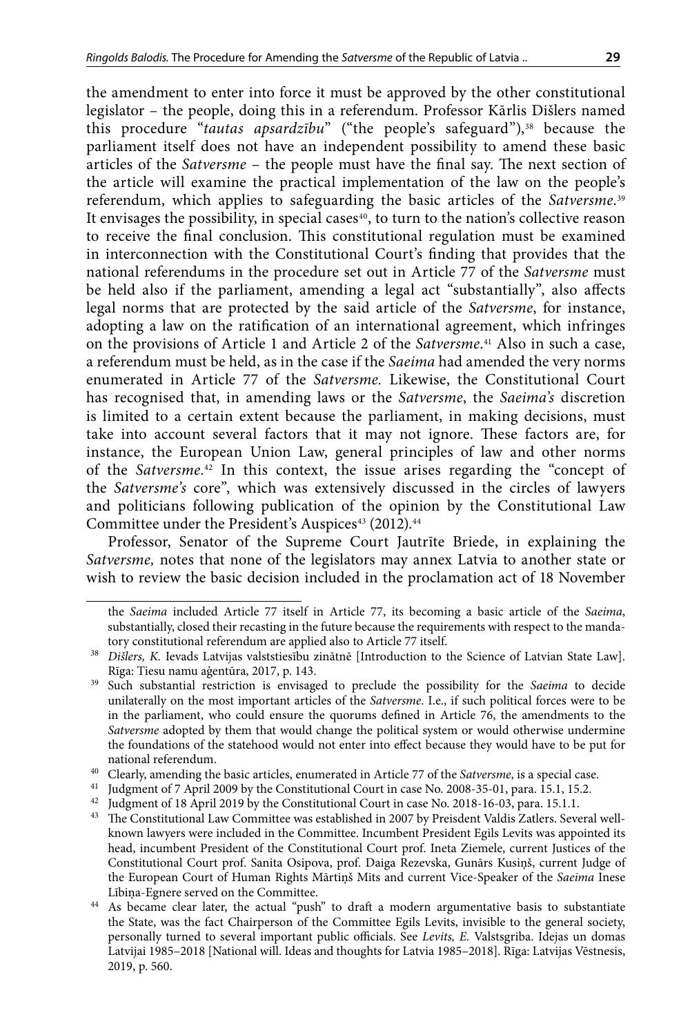the amendment to enter into force it must be approved by the other constitutional legislator – the people, doing this in a referendum. Professor Kārlis Dišlers named this procedure "*tautas apsardzību*" ("the people's safeguard"),[38] because the parliament itself does not have an independent possibility to amend these basic articles of the *Satversme* – the people must have the final say. The next section of the article will examine the practical implementation of the law on the people's referendum, which applies to safeguarding the basic articles of the *Satversme*.[39] It envisages the possibility, in special cases[40], to turn to the nation's collective reason to receive the final conclusion. This constitutional regulation must be examined in interconnection with the Constitutional Court's finding that provides that the national referendums in the procedure set out in Article 77 of the *Satversme* must be held also if the parliament, amending a legal act "substantially", also affects legal norms that are protected by the said article of the *Satversme*, for instance, adopting a law on the ratification of an international agreement, which infringes on the provisions of Article 1 and Article 2 of the *Satversme*.[41] Also in such a case, a referendum must be held, as in the case if the *Saeima* had amended the very norms enumerated in Article 77 of the *Satversme.* Likewise, the Constitutional Court has recognised that, in amending laws or the *Satversme*, the *Saeima's* discretion is limited to a certain extent because the parliament, in making decisions, must take into account several factors that it may not ignore. These factors are, for instance, the European Union Law, general principles of law and other norms of the *Satversme*.[42] In this context, the issue arises regarding the "concept of the *Satversme's* core", which was extensively discussed in the circles of lawyers and politicians following publication of the opinion by the Constitutional Law Committee under the President's Auspices[43] (2012).[44]

Professor, Senator of the Supreme Court Jautrīte Briede, in explaining the *Satversme,* notes that none of the legislators may annex Latvia to another state or wish to review the basic decision included in the proclamation act of 18 November

---

the *Saeima* included Article 77 itself in Article 77, its becoming a basic article of the *Saeima*, substantially, closed their recasting in the future because the requirements with respect to the mandatory constitutional referendum are applied also to Article 77 itself.

[38] *Dišlers, K.* Ievads Latvijas valststiesību zinātnē [Introduction to the Science of Latvian State Law]. Rīga: Tiesu namu aģentūra, 2017, p. 143.

[39] Such substantial restriction is envisaged to preclude the possibility for the *Saeima* to decide unilaterally on the most important articles of the *Satversme*. I.e., if such political forces were to be in the parliament, who could ensure the quorums defined in Article 76, the amendments to the *Satversme* adopted by them that would change the political system or would otherwise undermine the foundations of the statehood would not enter into effect because they would have to be put for national referendum.

[40] Clearly, amending the basic articles, enumerated in Article 77 of the *Satversme*, is a special case.

[41] Judgment of 7 April 2009 by the Constitutional Court in case No. 2008-35-01, para. 15.1, 15.2.

[42] Judgment of 18 April 2019 by the Constitutional Court in case No. 2018-16-03, para. 15.1.1.

[43] The Constitutional Law Committee was established in 2007 by Preisdent Valdis Zatlers. Several well-known lawyers were included in the Committee. Incumbent President Egils Levits was appointed its head, incumbent President of the Constitutional Court prof. Ineta Ziemele, current Justices of the Constitutional Court prof. Sanita Osipova, prof. Daiga Rezevska, Gunārs Kusiņš, current Judge of the European Court of Human Rights Mārtiņš Mits and current Vice-Speaker of the *Saeima* Inese Lībiņa-Egnere served on the Committee.

[44] As became clear later, the actual "push" to draft a modern argumentative basis to substantiate the State, was the fact Chairperson of the Committee Egils Levits, invisible to the general society, personally turned to several important public officials. See *Levits, E.* Valstsgriba. Idejas un domas Latvijai 1985–2018 [National will. Ideas and thoughts for Latvia 1985–2018]. Rīga: Latvijas Vēstnesis, 2019, p. 560.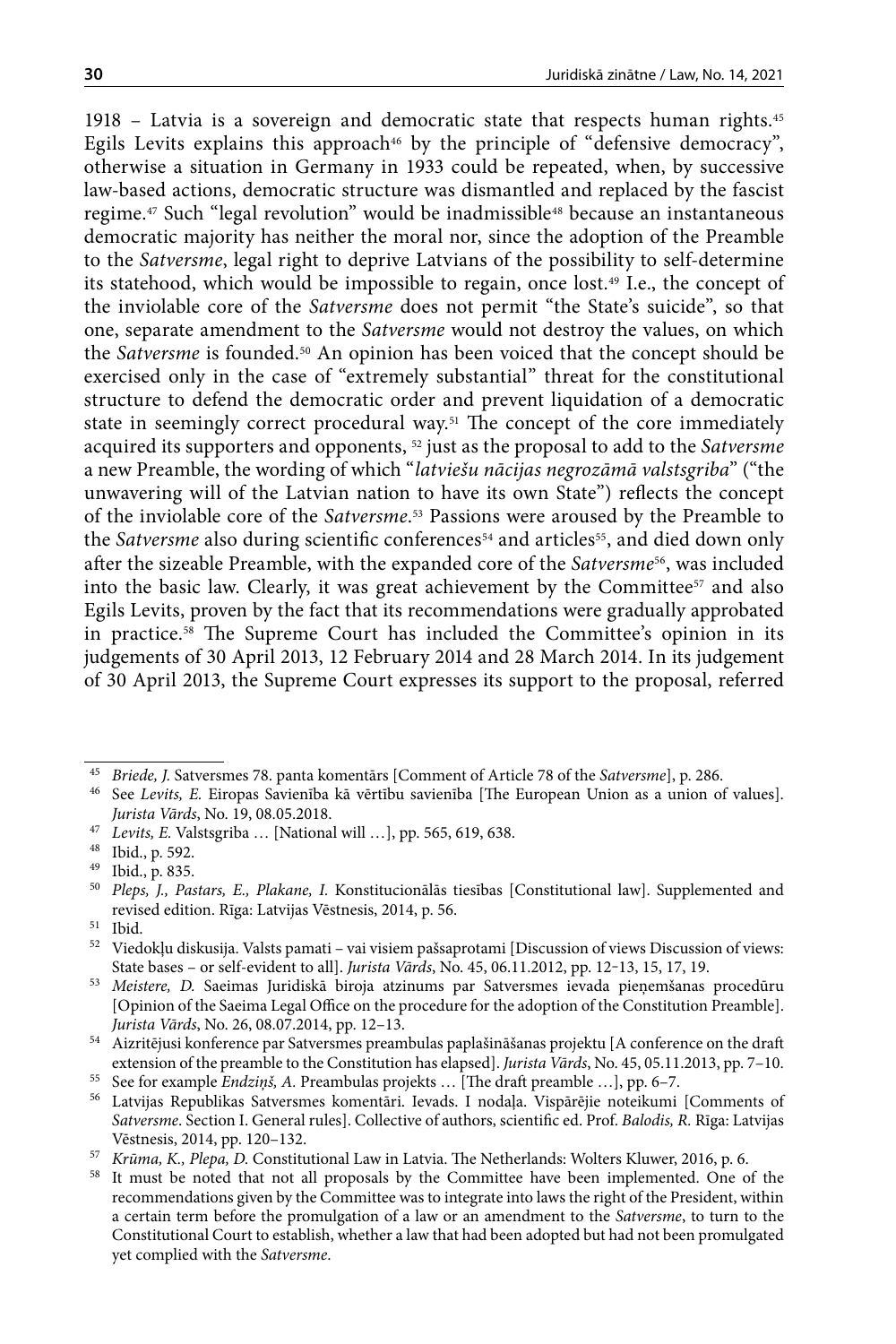1918 – Latvia is a sovereign and democratic state that respects human rights.[45] Egils Levits explains this approach[46] by the principle of "defensive democracy", otherwise a situation in Germany in 1933 could be repeated, when, by successive law-based actions, democratic structure was dismantled and replaced by the fascist regime.[47] Such "legal revolution" would be inadmissible[48] because an instantaneous democratic majority has neither the moral nor, since the adoption of the Preamble to the *Satversme*, legal right to deprive Latvians of the possibility to self-determine its statehood, which would be impossible to regain, once lost.[49] I.e., the concept of the inviolable core of the *Satversme* does not permit "the State's suicide", so that one, separate amendment to the *Satversme* would not destroy the values, on which the *Satversme* is founded.[50] An opinion has been voiced that the concept should be exercised only in the case of "extremely substantial" threat for the constitutional structure to defend the democratic order and prevent liquidation of a democratic state in seemingly correct procedural way.[51] The concept of the core immediately acquired its supporters and opponents, [52] just as the proposal to add to the *Satversme* a new Preamble, the wording of which "*latviešu nācijas negrozāmā valstsgriba*" ("the unwavering will of the Latvian nation to have its own State") reflects the concept of the inviolable core of the *Satversme*.[53] Passions were aroused by the Preamble to the *Satversme* also during scientific conferences[54] and articles[55], and died down only after the sizeable Preamble, with the expanded core of the *Satversme*[56], was included into the basic law. Clearly, it was great achievement by the Committee[57] and also Egils Levits, proven by the fact that its recommendations were gradually approbated in practice.[58] The Supreme Court has included the Committee's opinion in its judgements of 30 April 2013, 12 February 2014 and 28 March 2014. In its judgement of 30 April 2013, the Supreme Court expresses its support to the proposal, referred

---

[45] *Briede, J.* Satversmes 78. panta komentārs [Comment of Article 78 of the *Satversme*], p. 286.

[46] See *Levits, E.* Eiropas Savienība kā vērtību savienība [The European Union as a union of values]. *Jurista Vārds*, No. 19, 08.05.2018.

[47] *Levits, E.* Valstsgriba … [National will …], pp. 565, 619, 638.

[48] Ibid., p. 592.

[49] Ibid., p. 835.

[50] *Pleps, J., Pastars, E., Plakane, I.* Konstitucionālās tiesības [Constitutional law]. Supplemented and revised edition. Rīga: Latvijas Vēstnesis, 2014, p. 56.

[51] Ibid.

[52] Viedokļu diskusija. Valsts pamati – vai visiem pašsaprotami [Discussion of views Discussion of views: State bases – or self-evident to all]. *Jurista Vārds*, No. 45, 06.11.2012, pp. 12–13, 15, 17, 19.

[53] *Meistere, D.* Saeimas Juridiskā biroja atzinums par Satversmes ievada pieņemšanas procedūru [Opinion of the Saeima Legal Office on the procedure for the adoption of the Constitution Preamble]. *Jurista Vārds*, No. 26, 08.07.2014, pp. 12–13.

[54] Aizritējusi konference par Satversmes preambulas paplašināšanas projektu [A conference on the draft extension of the preamble to the Constitution has elapsed]. *Jurista Vārds*, No. 45, 05.11.2013, pp. 7–10.

[55] See for example *Endziņš, A.* Preambulas projekts … [The draft preamble …], pp. 6–7.

[56] Latvijas Republikas Satversmes komentāri. Ievads. I nodaļa. Vispārējie noteikumi [Comments of *Satversme*. Section I. General rules]. Collective of authors, scientific ed. Prof. *Balodis, R.* Rīga: Latvijas Vēstnesis, 2014, pp. 120–132.

[57] *Krūma, K., Plepa, D.* Constitutional Law in Latvia. The Netherlands: Wolters Kluwer, 2016, p. 6.

[58] It must be noted that not all proposals by the Committee have been implemented. One of the recommendations given by the Committee was to integrate into laws the right of the President, within a certain term before the promulgation of a law or an amendment to the *Satversme*, to turn to the Constitutional Court to establish, whether a law that had been adopted but had not been promulgated yet complied with the *Satversme*.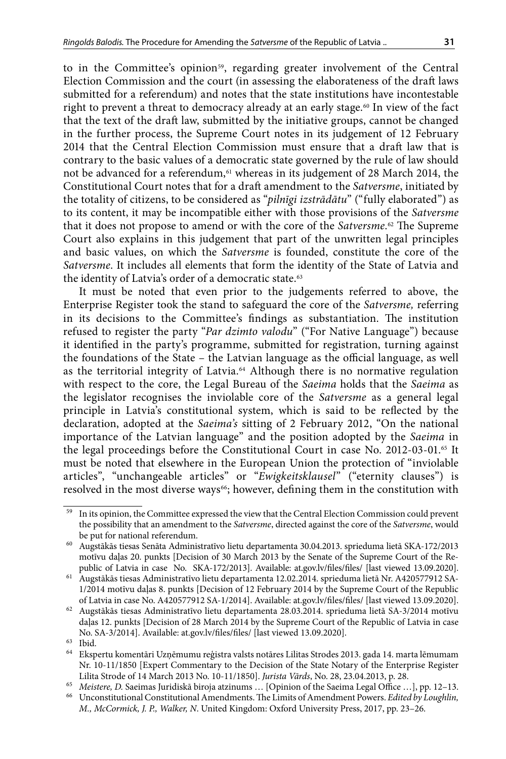to in the Committee's opinion[59], regarding greater involvement of the Central Election Commission and the court (in assessing the elaborateness of the draft laws submitted for a referendum) and notes that the state institutions have incontestable right to prevent a threat to democracy already at an early stage.[60] In view of the fact that the text of the draft law, submitted by the initiative groups, cannot be changed in the further process, the Supreme Court notes in its judgement of 12 February 2014 that the Central Election Commission must ensure that a draft law that is contrary to the basic values of a democratic state governed by the rule of law should not be advanced for a referendum,[61] whereas in its judgement of 28 March 2014, the Constitutional Court notes that for a draft amendment to the *Satversme*, initiated by the totality of citizens, to be considered as "*pilnīgi izstrādātu*" ("fully elaborated") as to its content, it may be incompatible either with those provisions of the *Satversme* that it does not propose to amend or with the core of the *Satversme*.[62] The Supreme Court also explains in this judgement that part of the unwritten legal principles and basic values, on which the *Satversme* is founded, constitute the core of the *Satversme*. It includes all elements that form the identity of the State of Latvia and the identity of Latvia's order of a democratic state.[63]

It must be noted that even prior to the judgements referred to above, the Enterprise Register took the stand to safeguard the core of the *Satversme,* referring in its decisions to the Committee's findings as substantiation. The institution refused to register the party "*Par dzimto valodu*" ("For Native Language") because it identified in the party's programme, submitted for registration, turning against the foundations of the State – the Latvian language as the official language, as well as the territorial integrity of Latvia.[64] Although there is no normative regulation with respect to the core, the Legal Bureau of the *Saeima* holds that the *Saeima* as the legislator recognises the inviolable core of the *Satversme* as a general legal principle in Latvia's constitutional system, which is said to be reflected by the declaration, adopted at the *Saeima's* sitting of 2 February 2012, "On the national importance of the Latvian language" and the position adopted by the *Saeima* in the legal proceedings before the Constitutional Court in case No. 2012-03-01.[65] It must be noted that elsewhere in the European Union the protection of "inviolable articles", "unchangeable articles" or "*Ewigkeitsklausel*" ("eternity clauses") is resolved in the most diverse ways[66]; however, defining them in the constitution with

---

[59] In its opinion, the Committee expressed the view that the Central Election Commission could prevent the possibility that an amendment to the *Satversme*, directed against the core of the *Satversme*, would be put for national referendum.

[60] Augstākās tiesas Senāta Administratīvo lietu departamenta 30.04.2013. sprieduma lietā SKA-172/2013 motīvu daļas 20. punkts [Decision of 30 March 2013 by the Senate of the Supreme Court of the Republic of Latvia in case No. SKA-172/2013]. Available: at.gov.lv/files/files/ [last viewed 13.09.2020].

[61] Augstākās tiesas Administratīvo lietu departamenta 12.02.2014. sprieduma lietā Nr. A420577912 SA-1/2014 motīvu daļas 8. punkts [Decision of 12 February 2014 by the Supreme Court of the Republic of Latvia in case No. A420577912 SA-1/2014]. Available: at.gov.lv/files/files/ [last viewed 13.09.2020].

[62] Augstākās tiesas Administratīvo lietu departamenta 28.03.2014. sprieduma lietā SA-3/2014 motīvu daļas 12. punkts [Decision of 28 March 2014 by the Supreme Court of the Republic of Latvia in case No. SA-3/2014]. Available: at.gov.lv/files/files/ [last viewed 13.09.2020].

[63] Ibid.

[64] Ekspertu komentāri Uzņēmumu reģistra valsts notāres Lilitas Strodes 2013. gada 14. marta lēmumam Nr. 10-11/1850 [Expert Commentary to the Decision of the State Notary of the Enterprise Register Lilita Strode of 14 March 2013 No. 10-11/1850]. *Jurista Vārds*, No. 28, 23.04.2013, p. 28.

[65] *Meistere, D.* Saeimas Juridiskā biroja atzinums … [Opinion of the Saeima Legal Office …], pp. 12–13.

[66] Unconstitutional Constitutional Amendments. The Limits of Amendment Powers. *Edited by Loughlin, M., McCormick, J. P., Walker, N.* United Kingdom: Oxford University Press, 2017, pp. 23–26.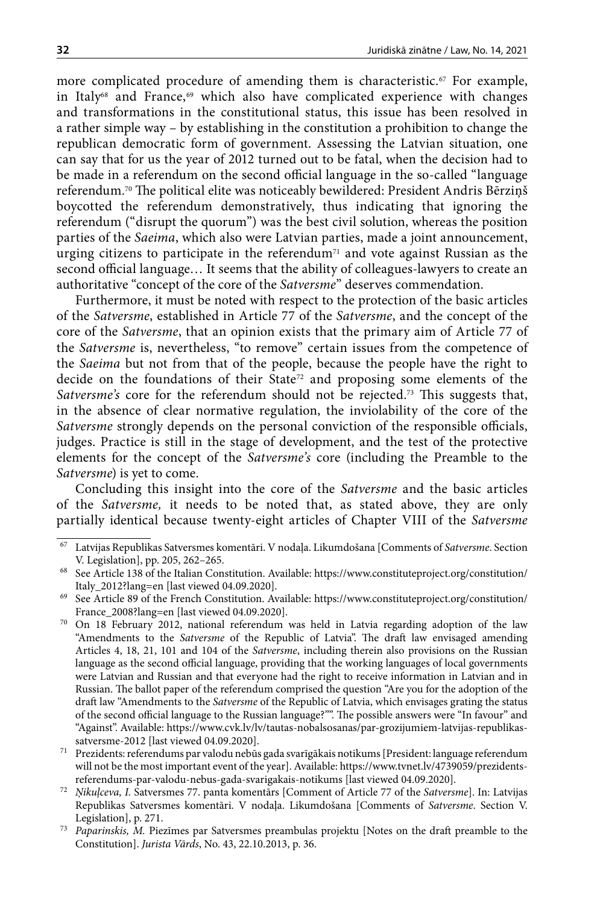more complicated procedure of amending them is characteristic.[67] For example, in Italy[68] and France,[69] which also have complicated experience with changes and transformations in the constitutional status, this issue has been resolved in a rather simple way – by establishing in the constitution a prohibition to change the republican democratic form of government. Assessing the Latvian situation, one can say that for us the year of 2012 turned out to be fatal, when the decision had to be made in a referendum on the second official language in the so-called "language referendum.[70] The political elite was noticeably bewildered: President Andris Bērziņš boycotted the referendum demonstratively, thus indicating that ignoring the referendum ("disrupt the quorum") was the best civil solution, whereas the position parties of the *Saeima*, which also were Latvian parties, made a joint announcement, urging citizens to participate in the referendum[71] and vote against Russian as the second official language… It seems that the ability of colleagues-lawyers to create an authoritative "concept of the core of the *Satversme*" deserves commendation.

Furthermore, it must be noted with respect to the protection of the basic articles of the *Satversme*, established in Article 77 of the *Satversme*, and the concept of the core of the *Satversme*, that an opinion exists that the primary aim of Article 77 of the *Satversme* is, nevertheless, "to remove" certain issues from the competence of the *Saeima* but not from that of the people, because the people have the right to decide on the foundations of their State[72] and proposing some elements of the *Satversme's* core for the referendum should not be rejected.[73] This suggests that, in the absence of clear normative regulation, the inviolability of the core of the *Satversme* strongly depends on the personal conviction of the responsible officials, judges. Practice is still in the stage of development, and the test of the protective elements for the concept of the *Satversme's* core (including the Preamble to the *Satversme*) is yet to come.

Concluding this insight into the core of the *Satversme* and the basic articles of the *Satversme,* it needs to be noted that, as stated above, they are only partially identical because twenty-eight articles of Chapter VIII of the *Satversme*

---

[67] Latvijas Republikas Satversmes komentāri. V nodaļa. Likumdošana [Comments of *Satversme*. Section V. Legislation], pp. 205, 262–265.

[68] See Article 138 of the Italian Constitution. Available: https://www.constituteproject.org/constitution/Italy_2012?lang=en [last viewed 04.09.2020].

[69] See Article 89 of the French Constitution. Available: https://www.constituteproject.org/constitution/France_2008?lang=en [last viewed 04.09.2020].

[70] On 18 February 2012, national referendum was held in Latvia regarding adoption of the law "Amendments to the *Satversme* of the Republic of Latvia". The draft law envisaged amending Articles 4, 18, 21, 101 and 104 of the *Satversme*, including therein also provisions on the Russian language as the second official language, providing that the working languages of local governments were Latvian and Russian and that everyone had the right to receive information in Latvian and in Russian. The ballot paper of the referendum comprised the question "Are you for the adoption of the draft law "Amendments to the *Satversme* of the Republic of Latvia, which envisages grating the status of the second official language to the Russian language?"". The possible answers were "In favour" and "Against". Available: https://www.cvk.lv/lv/tautas-nobalsosanas/par-grozijumiem-latvijas-republikas-satversme-2012 [last viewed 04.09.2020].

[71] Prezidents: referendums par valodu nebūs gada svarīgākais notikums [President: language referendum will not be the most important event of the year]. Available: https://www.tvnet.lv/4739059/prezidents-referendums-par-valodu-nebus-gada-svarigakais-notikums [last viewed 04.09.2020].

[72] *Ņikuļceva, I.* Satversmes 77. panta komentārs [Comment of Article 77 of the *Satversme*]. In: Latvijas Republikas Satversmes komentāri. V nodaļa. Likumdošana [Comments of *Satversme*. Section V. Legislation], p. 271.

[73] *Paparinskis, M.* Piezīmes par Satversmes preambulas projektu [Notes on the draft preamble to the Constitution]. *Jurista Vārds*, No. 43, 22.10.2013, p. 36.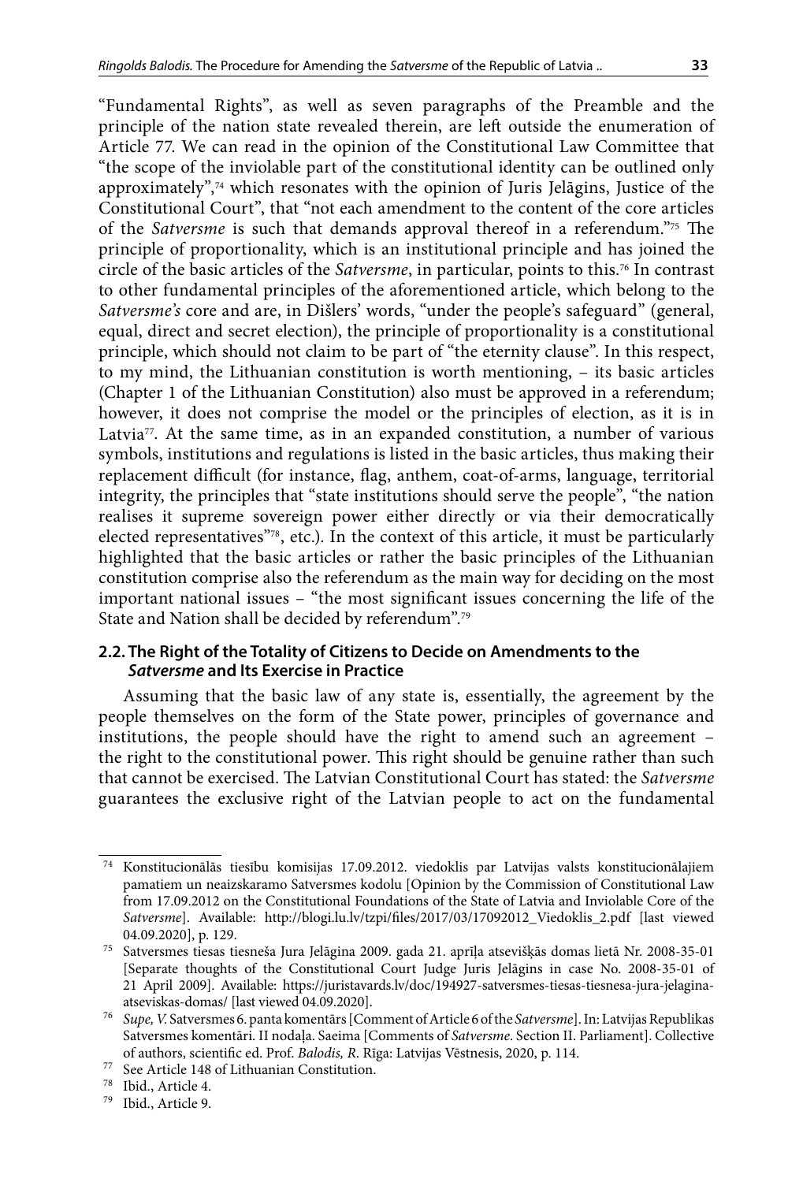"Fundamental Rights", as well as seven paragraphs of the Preamble and the principle of the nation state revealed therein, are left outside the enumeration of Article 77. We can read in the opinion of the Constitutional Law Committee that "the scope of the inviolable part of the constitutional identity can be outlined only approximately",[74] which resonates with the opinion of Juris Jelāgins, Justice of the Constitutional Court", that "not each amendment to the content of the core articles of the *Satversme* is such that demands approval thereof in a referendum."[75] The principle of proportionality, which is an institutional principle and has joined the circle of the basic articles of the *Satversme*, in particular, points to this.[76] In contrast to other fundamental principles of the aforementioned article, which belong to the *Satversme's* core and are, in Dišlers' words, "under the people's safeguard" (general, equal, direct and secret election), the principle of proportionality is a constitutional principle, which should not claim to be part of "the eternity clause". In this respect, to my mind, the Lithuanian constitution is worth mentioning, – its basic articles (Chapter 1 of the Lithuanian Constitution) also must be approved in a referendum; however, it does not comprise the model or the principles of election, as it is in Latvia[77]. At the same time, as in an expanded constitution, a number of various symbols, institutions and regulations is listed in the basic articles, thus making their replacement difficult (for instance, flag, anthem, coat-of-arms, language, territorial integrity, the principles that "state institutions should serve the people", "the nation realises it supreme sovereign power either directly or via their democratically elected representatives"[78], etc.). In the context of this article, it must be particularly highlighted that the basic articles or rather the basic principles of the Lithuanian constitution comprise also the referendum as the main way for deciding on the most important national issues – "the most significant issues concerning the life of the State and Nation shall be decided by referendum".[79]

### 2.2. The Right of the Totality of Citizens to Decide on Amendments to the *Satversme* and Its Exercise in Practice

Assuming that the basic law of any state is, essentially, the agreement by the people themselves on the form of the State power, principles of governance and institutions, the people should have the right to amend such an agreement – the right to the constitutional power. This right should be genuine rather than such that cannot be exercised. The Latvian Constitutional Court has stated: the *Satversme* guarantees the exclusive right of the Latvian people to act on the fundamental

---

[74] Konstitucionālās tiesību komisijas 17.09.2012. viedoklis par Latvijas valsts konstitucionālajiem pamatiem un neaizskaramo Satversmes kodolu [Opinion by the Commission of Constitutional Law from 17.09.2012 on the Constitutional Foundations of the State of Latvia and Inviolable Core of the *Satversme*]. Available: http://blogi.lu.lv/tzpi/files/2017/03/17092012_Viedoklis_2.pdf [last viewed 04.09.2020], p. 129.

[75] Satversmes tiesas tiesneša Jura Jelāgina 2009. gada 21. aprīļa atsevišķās domas lietā Nr. 2008-35-01 [Separate thoughts of the Constitutional Court Judge Juris Jelāgins in case No. 2008-35-01 of 21 April 2009]. Available: https://juristavards.lv/doc/194927-satversmes-tiesas-tiesnesa-jura-jelagina-atseviskas-domas/ [last viewed 04.09.2020].

[76] *Supe, V.* Satversmes 6. panta komentārs [Comment of Article 6 of the *Satversme*]. In: Latvijas Republikas Satversmes komentāri. II nodaļa. Saeima [Comments of *Satversme*. Section II. Parliament]. Collective of authors, scientific ed. Prof. *Balodis, R.* Rīga: Latvijas Vēstnesis, 2020, p. 114.

[77] See Article 148 of Lithuanian Constitution.

[78] Ibid., Article 4.

[79] Ibid., Article 9.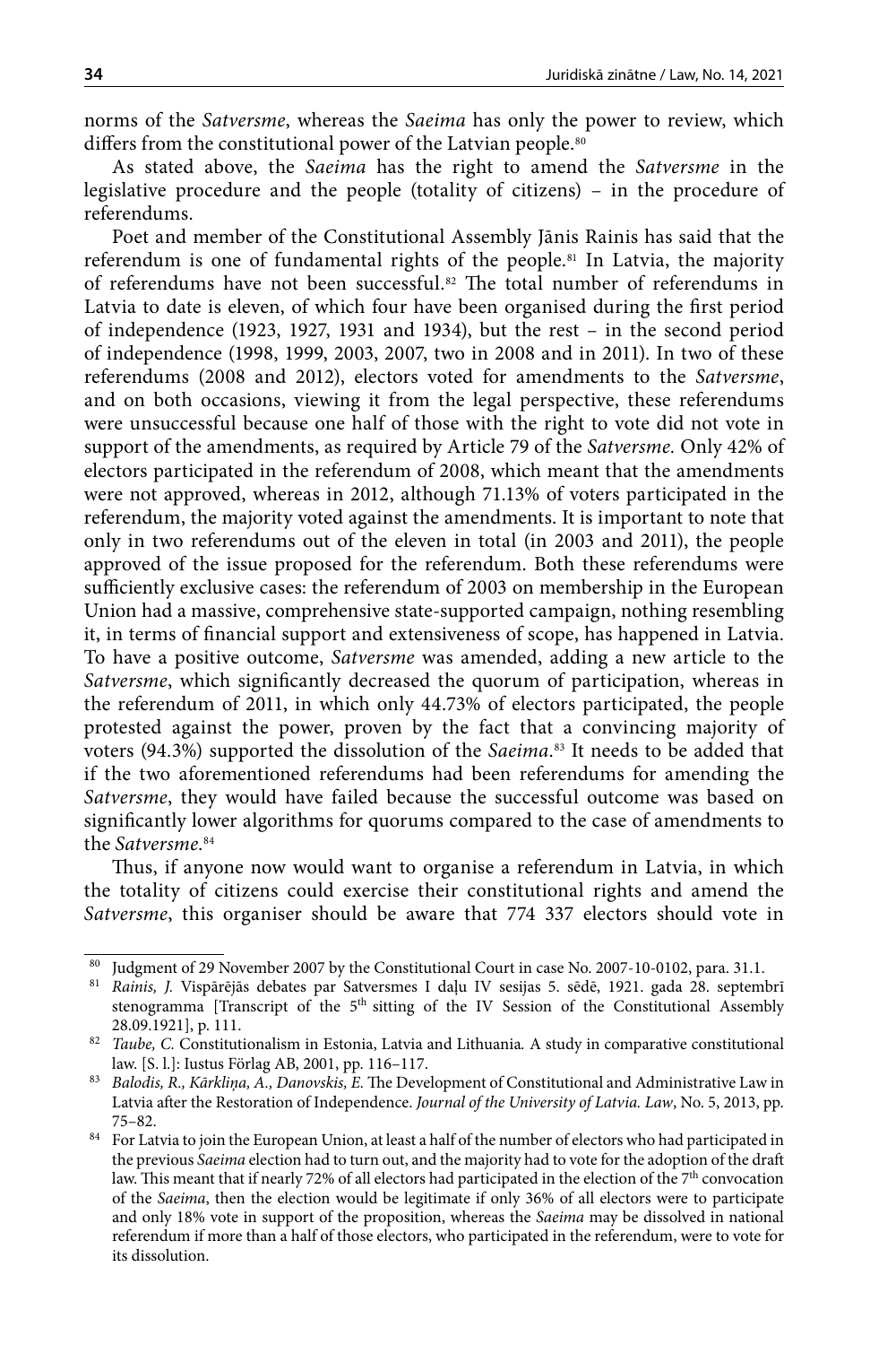norms of the *Satversme*, whereas the *Saeima* has only the power to review, which differs from the constitutional power of the Latvian people.[80]

As stated above, the *Saeima* has the right to amend the *Satversme* in the legislative procedure and the people (totality of citizens) – in the procedure of referendums.

Poet and member of the Constitutional Assembly Jānis Rainis has said that the referendum is one of fundamental rights of the people.[81] In Latvia, the majority of referendums have not been successful.[82] The total number of referendums in Latvia to date is eleven, of which four have been organised during the first period of independence (1923, 1927, 1931 and 1934), but the rest – in the second period of independence (1998, 1999, 2003, 2007, two in 2008 and in 2011). In two of these referendums (2008 and 2012), electors voted for amendments to the *Satversme*, and on both occasions, viewing it from the legal perspective, these referendums were unsuccessful because one half of those with the right to vote did not vote in support of the amendments, as required by Article 79 of the *Satversme*. Only 42% of electors participated in the referendum of 2008, which meant that the amendments were not approved, whereas in 2012, although 71.13% of voters participated in the referendum, the majority voted against the amendments. It is important to note that only in two referendums out of the eleven in total (in 2003 and 2011), the people approved of the issue proposed for the referendum. Both these referendums were sufficiently exclusive cases: the referendum of 2003 on membership in the European Union had a massive, comprehensive state-supported campaign, nothing resembling it, in terms of financial support and extensiveness of scope, has happened in Latvia. To have a positive outcome, *Satversme* was amended, adding a new article to the *Satversme*, which significantly decreased the quorum of participation, whereas in the referendum of 2011, in which only 44.73% of electors participated, the people protested against the power, proven by the fact that a convincing majority of voters (94.3%) supported the dissolution of the *Saeima*.[83] It needs to be added that if the two aforementioned referendums had been referendums for amending the *Satversme*, they would have failed because the successful outcome was based on significantly lower algorithms for quorums compared to the case of amendments to the *Satversme*.[84]

Thus, if anyone now would want to organise a referendum in Latvia, in which the totality of citizens could exercise their constitutional rights and amend the *Satversme*, this organiser should be aware that 774 337 electors should vote in

---

[80] Judgment of 29 November 2007 by the Constitutional Court in case No. 2007-10-0102, para. 31.1.

[81] *Rainis, J.* Vispārējās debates par Satversmes I daļu IV sesijas 5. sēdē, 1921. gada 28. septembrī stenogramma [Transcript of the 5th sitting of the IV Session of the Constitutional Assembly 28.09.1921], p. 111.

[82] *Taube, C.* Constitutionalism in Estonia, Latvia and Lithuania*.* A study in comparative constitutional law. [S. l.]: Iustus Förlag AB, 2001, pp. 116–117.

[83] *Balodis, R., Kārkliņa, A., Danovskis, E.* The Development of Constitutional and Administrative Law in Latvia after the Restoration of Independence. *Journal of the University of Latvia. Law*, No. 5, 2013, pp. 75–82.

[84] For Latvia to join the European Union, at least a half of the number of electors who had participated in the previous *Saeima* election had to turn out, and the majority had to vote for the adoption of the draft law. This meant that if nearly 72% of all electors had participated in the election of the 7th convocation of the *Saeima*, then the election would be legitimate if only 36% of all electors were to participate and only 18% vote in support of the proposition, whereas the *Saeima* may be dissolved in national referendum if more than a half of those electors, who participated in the referendum, were to vote for its dissolution.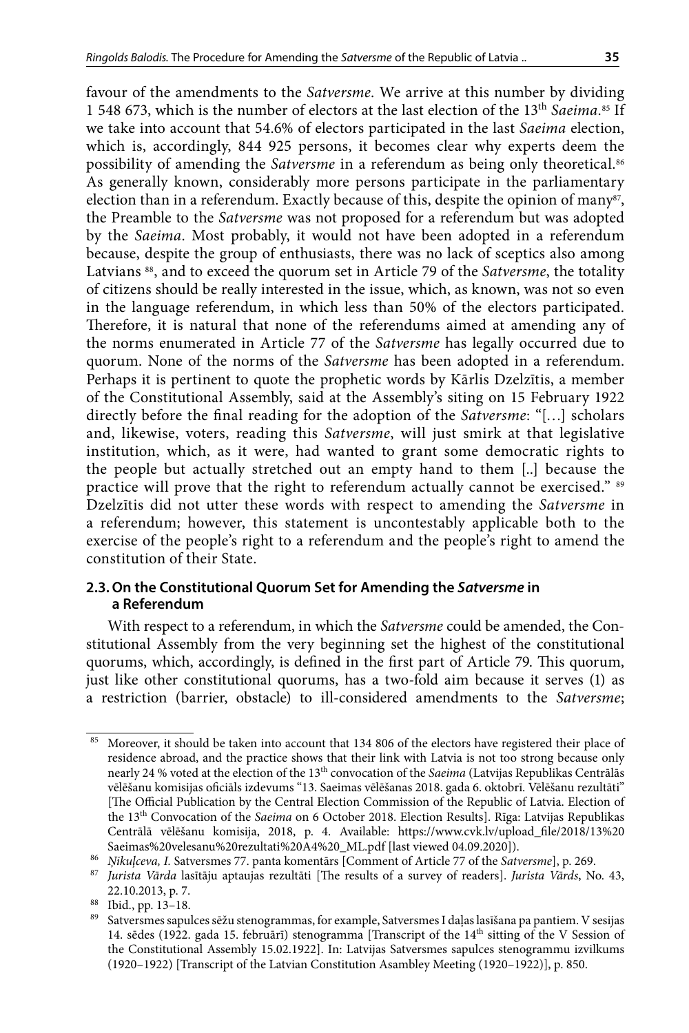favour of the amendments to the *Satversme*. We arrive at this number by dividing 1 548 673, which is the number of electors at the last election of the 13th *Saeima*.[85] If we take into account that 54.6% of electors participated in the last *Saeima* election, which is, accordingly, 844 925 persons, it becomes clear why experts deem the possibility of amending the *Satversme* in a referendum as being only theoretical.[86] As generally known, considerably more persons participate in the parliamentary election than in a referendum. Exactly because of this, despite the opinion of many[87], the Preamble to the *Satversme* was not proposed for a referendum but was adopted by the *Saeima*. Most probably, it would not have been adopted in a referendum because, despite the group of enthusiasts, there was no lack of sceptics also among Latvians [88], and to exceed the quorum set in Article 79 of the *Satversme*, the totality of citizens should be really interested in the issue, which, as known, was not so even in the language referendum, in which less than 50% of the electors participated. Therefore, it is natural that none of the referendums aimed at amending any of the norms enumerated in Article 77 of the *Satversme* has legally occurred due to quorum. None of the norms of the *Satversme* has been adopted in a referendum. Perhaps it is pertinent to quote the prophetic words by Kārlis Dzelzītis, a member of the Constitutional Assembly, said at the Assembly's siting on 15 February 1922 directly before the final reading for the adoption of the *Satversme*: "[…] scholars and, likewise, voters, reading this *Satversme*, will just smirk at that legislative institution, which, as it were, had wanted to grant some democratic rights to the people but actually stretched out an empty hand to them [..] because the practice will prove that the right to referendum actually cannot be exercised." [89] Dzelzītis did not utter these words with respect to amending the *Satversme* in a referendum; however, this statement is uncontestably applicable both to the exercise of the people's right to a referendum and the people's right to amend the constitution of their State.

### 2.3. On the Constitutional Quorum Set for Amending the *Satversme* in a Referendum

With respect to a referendum, in which the *Satversme* could be amended, the Constitutional Assembly from the very beginning set the highest of the constitutional quorums, which, accordingly, is defined in the first part of Article 79. This quorum, just like other constitutional quorums, has a two-fold aim because it serves (1) as a restriction (barrier, obstacle) to ill-considered amendments to the *Satversme*;

---

[85] Moreover, it should be taken into account that 134 806 of the electors have registered their place of residence abroad, and the practice shows that their link with Latvia is not too strong because only nearly 24 % voted at the election of the 13th convocation of the *Saeima* (Latvijas Republikas Centrālās vēlēšanu komisijas oficiāls izdevums "13. Saeimas vēlēšanas 2018. gada 6. oktobrī. Vēlēšanu rezultāti" [The Official Publication by the Central Election Commission of the Republic of Latvia. Election of the 13th Convocation of the *Saeima* on 6 October 2018. Election Results]. Rīga: Latvijas Republikas Centrālā vēlēšanu komisija, 2018, p. 4. Available: https://www.cvk.lv/upload_file/2018/13%20Saeimas%20velesanu%20rezultati%20A4%20_ML.pdf [last viewed 04.09.2020]).

[86] *Ņikuļceva, I.* Satversmes 77. panta komentārs [Comment of Article 77 of the *Satversme*], p. 269.

[87] *Jurista Vārda* lasītāju aptaujas rezultāti [The results of a survey of readers]. *Jurista Vārds*, No. 43, 22.10.2013, p. 7.

[88] Ibid., pp. 13–18.

[89] Satversmes sapulces sēžu stenogrammas, for example, Satversmes I daļas lasīšana pa pantiem. V sesijas 14. sēdes (1922. gada 15. februārī) stenogramma [Transcript of the 14th sitting of the V Session of the Constitutional Assembly 15.02.1922]. In: Latvijas Satversmes sapulces stenogrammu izvilkums (1920–1922) [Transcript of the Latvian Constitution Asambley Meeting (1920–1922)], p. 850.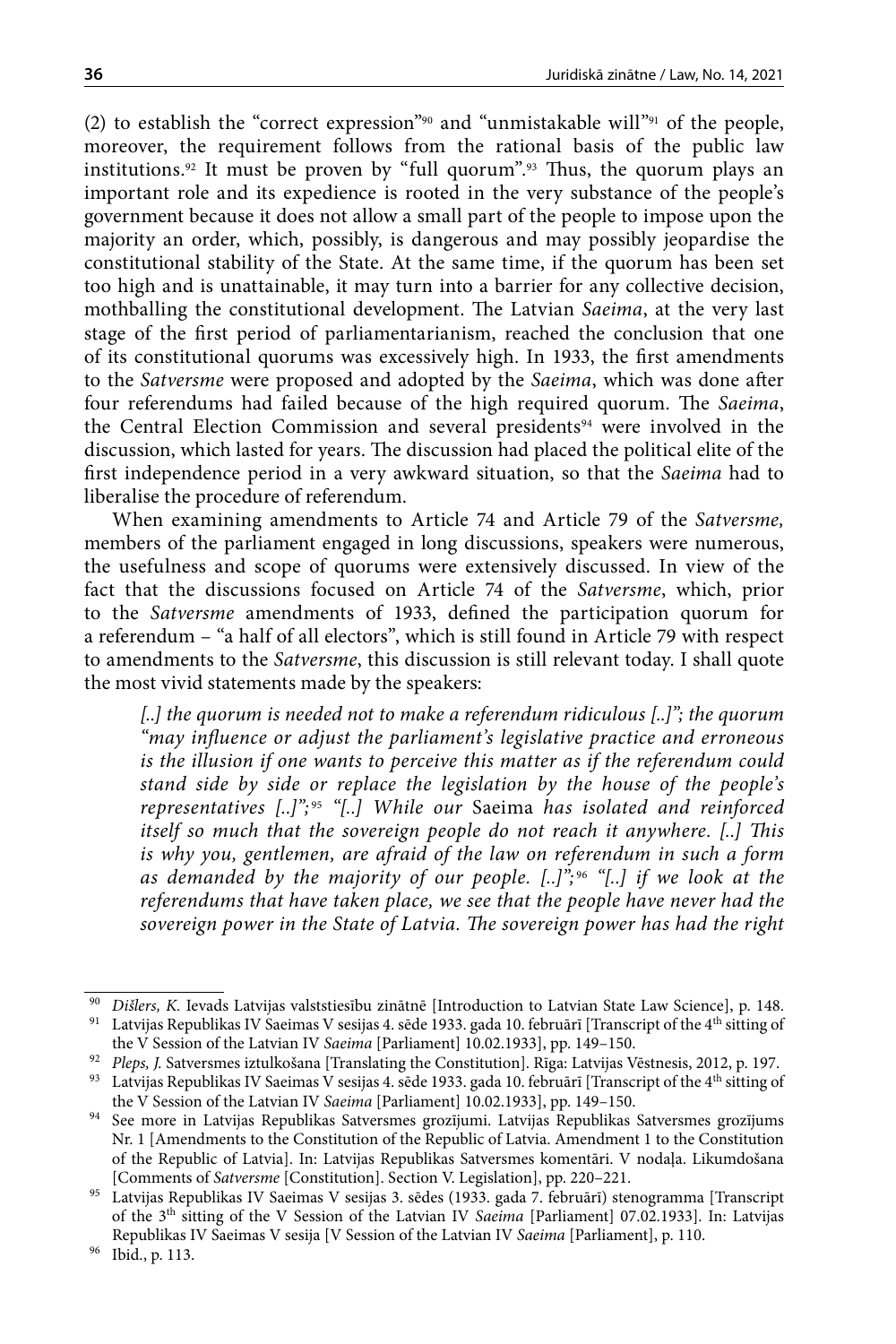(2) to establish the "correct expression"[90] and "unmistakable will"[91] of the people, moreover, the requirement follows from the rational basis of the public law institutions.[92] It must be proven by "full quorum".[93] Thus, the quorum plays an important role and its expedience is rooted in the very substance of the people's government because it does not allow a small part of the people to impose upon the majority an order, which, possibly, is dangerous and may possibly jeopardise the constitutional stability of the State. At the same time, if the quorum has been set too high and is unattainable, it may turn into a barrier for any collective decision, mothballing the constitutional development. The Latvian *Saeima*, at the very last stage of the first period of parliamentarianism, reached the conclusion that one of its constitutional quorums was excessively high. In 1933, the first amendments to the *Satversme* were proposed and adopted by the *Saeima*, which was done after four referendums had failed because of the high required quorum. The *Saeima*, the Central Election Commission and several presidents[94] were involved in the discussion, which lasted for years. The discussion had placed the political elite of the first independence period in a very awkward situation, so that the *Saeima* had to liberalise the procedure of referendum.

When examining amendments to Article 74 and Article 79 of the *Satversme,* members of the parliament engaged in long discussions, speakers were numerous, the usefulness and scope of quorums were extensively discussed. In view of the fact that the discussions focused on Article 74 of the *Satversme*, which, prior to the *Satversme* amendments of 1933, defined the participation quorum for a referendum – "a half of all electors", which is still found in Article 79 with respect to amendments to the *Satversme*, this discussion is still relevant today. I shall quote the most vivid statements made by the speakers:

> *[..] the quorum is needed not to make a referendum ridiculous [..]"; the quorum "may influence or adjust the parliament's legislative practice and erroneous is the illusion if one wants to perceive this matter as if the referendum could stand side by side or replace the legislation by the house of the people's representatives [..]";*[95] *"[..] While our* Saeima *has isolated and reinforced itself so much that the sovereign people do not reach it anywhere. [..] This is why you, gentlemen, are afraid of the law on referendum in such a form as demanded by the majority of our people. [..]";*[96] *"[..] if we look at the referendums that have taken place, we see that the people have never had the sovereign power in the State of Latvia. The sovereign power has had the right*

---

[90] *Dišlers, K.* Ievads Latvijas valststiesību zinātnē [Introduction to Latvian State Law Science], p. 148.

[91] Latvijas Republikas IV Saeimas V sesijas 4. sēde 1933. gada 10. februārī [Transcript of the 4th sitting of the V Session of the Latvian IV *Saeima* [Parliament] 10.02.1933], pp. 149–150.

[92] *Pleps, J.* Satversmes iztulkošana [Translating the Constitution]. Rīga: Latvijas Vēstnesis, 2012, p. 197.

[93] Latvijas Republikas IV Saeimas V sesijas 4. sēde 1933. gada 10. februārī [Transcript of the 4th sitting of the V Session of the Latvian IV *Saeima* [Parliament] 10.02.1933], pp. 149–150.

[94] See more in Latvijas Republikas Satversmes grozījumi. Latvijas Republikas Satversmes grozījums Nr. 1 [Amendments to the Constitution of the Republic of Latvia. Amendment 1 to the Constitution of the Republic of Latvia]. In: Latvijas Republikas Satversmes komentāri. V nodaļa. Likumdošana [Comments of *Satversme* [Constitution]. Section V. Legislation], pp. 220–221.

[95] Latvijas Republikas IV Saeimas V sesijas 3. sēdes (1933. gada 7. februārī) stenogramma [Transcript of the 3th sitting of the V Session of the Latvian IV *Saeima* [Parliament] 07.02.1933]. In: Latvijas Republikas IV Saeimas V sesija [V Session of the Latvian IV *Saeima* [Parliament], p. 110.

[96] Ibid., p. 113.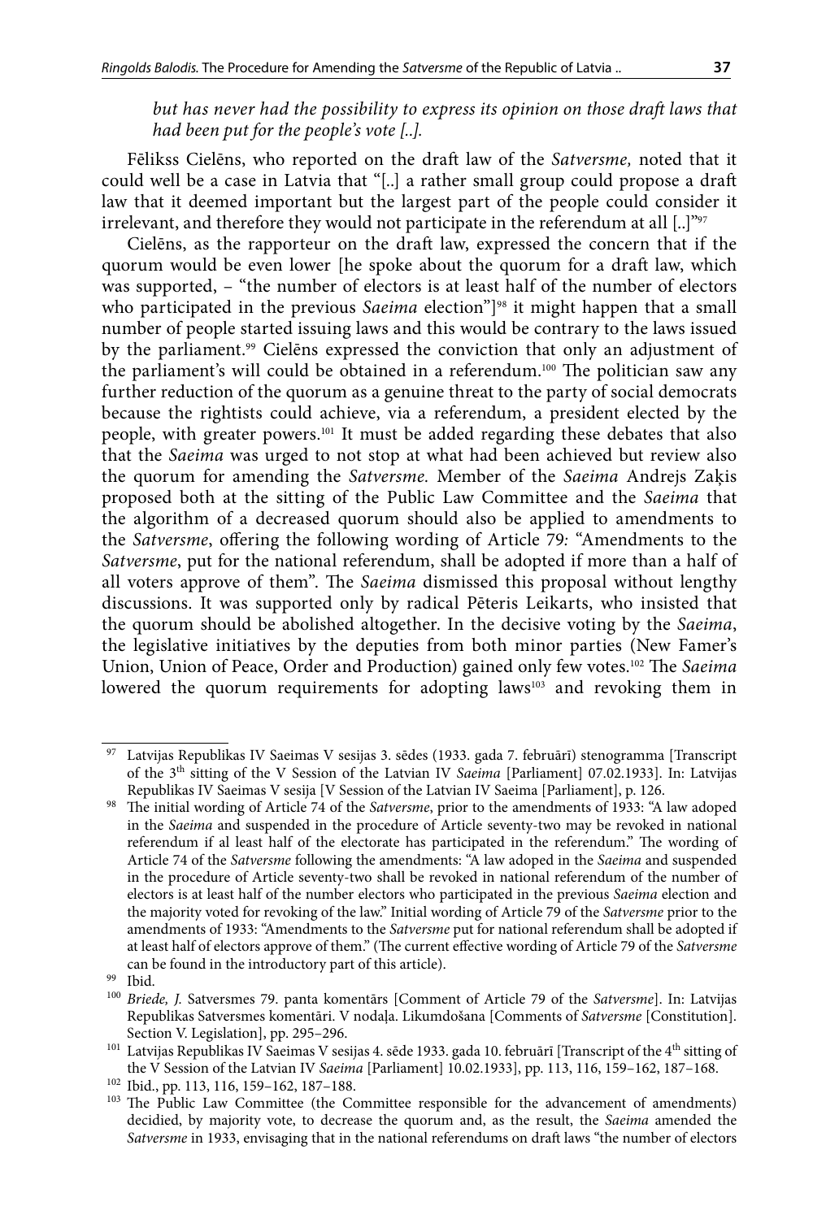*but has never had the possibility to express its opinion on those draft laws that had been put for the people's vote [..].*

Fēlikss Cielēns, who reported on the draft law of the *Satversme,* noted that it could well be a case in Latvia that "[..] a rather small group could propose a draft law that it deemed important but the largest part of the people could consider it irrelevant, and therefore they would not participate in the referendum at all [..]"[97]

Cielēns, as the rapporteur on the draft law, expressed the concern that if the quorum would be even lower [he spoke about the quorum for a draft law, which was supported, – "the number of electors is at least half of the number of electors who participated in the previous *Saeima* election"][98] it might happen that a small number of people started issuing laws and this would be contrary to the laws issued by the parliament.[99] Cielēns expressed the conviction that only an adjustment of the parliament's will could be obtained in a referendum.[100] The politician saw any further reduction of the quorum as a genuine threat to the party of social democrats because the rightists could achieve, via a referendum, a president elected by the people, with greater powers.[101] It must be added regarding these debates that also that the *Saeima* was urged to not stop at what had been achieved but review also the quorum for amending the *Satversme.* Member of the *Saeima* Andrejs Zaķis proposed both at the sitting of the Public Law Committee and the *Saeima* that the algorithm of a decreased quorum should also be applied to amendments to the *Satversme*, offering the following wording of Article 79: "Amendments to the *Satversme*, put for the national referendum, shall be adopted if more than a half of all voters approve of them". The *Saeima* dismissed this proposal without lengthy discussions. It was supported only by radical Pēteris Leikarts, who insisted that the quorum should be abolished altogether. In the decisive voting by the *Saeima*, the legislative initiatives by the deputies from both minor parties (New Famer's Union, Union of Peace, Order and Production) gained only few votes.[102] The *Saeima* lowered the quorum requirements for adopting laws[103] and revoking them in

---

[97] Latvijas Republikas IV Saeimas V sesijas 3. sēdes (1933. gada 7. februārī) stenogramma [Transcript of the 3th sitting of the V Session of the Latvian IV *Saeima* [Parliament] 07.02.1933]. In: Latvijas Republikas IV Saeimas V sesija [V Session of the Latvian IV Saeima [Parliament], p. 126.

[98] The initial wording of Article 74 of the *Satversme*, prior to the amendments of 1933: "A law adoped in the *Saeima* and suspended in the procedure of Article seventy-two may be revoked in national referendum if al least half of the electorate has participated in the referendum." The wording of Article 74 of the *Satversme* following the amendments: "A law adoped in the *Saeima* and suspended in the procedure of Article seventy-two shall be revoked in national referendum of the number of electors is at least half of the number electors who participated in the previous *Saeima* election and the majority voted for revoking of the law." Initial wording of Article 79 of the *Satversme* prior to the amendments of 1933: "Amendments to the *Satversme* put for national referendum shall be adopted if at least half of electors approve of them." (The current effective wording of Article 79 of the *Satversme* can be found in the introductory part of this article).

[99] Ibid.

[100] *Briede, J.* Satversmes 79. panta komentārs [Comment of Article 79 of the *Satversme*]. In: Latvijas Republikas Satversmes komentāri. V nodaļa. Likumdošana [Comments of *Satversme* [Constitution]. Section V. Legislation], pp. 295–296.

[101] Latvijas Republikas IV Saeimas V sesijas 4. sēde 1933. gada 10. februārī [Transcript of the 4th sitting of the V Session of the Latvian IV *Saeima* [Parliament] 10.02.1933], pp. 113, 116, 159–162, 187–168.

[102] Ibid., pp. 113, 116, 159–162, 187–188.

[103] The Public Law Committee (the Committee responsible for the advancement of amendments) decidied, by majority vote, to decrease the quorum and, as the result, the *Saeima* amended the *Satversme* in 1933, envisaging that in the national referendums on draft laws "the number of electors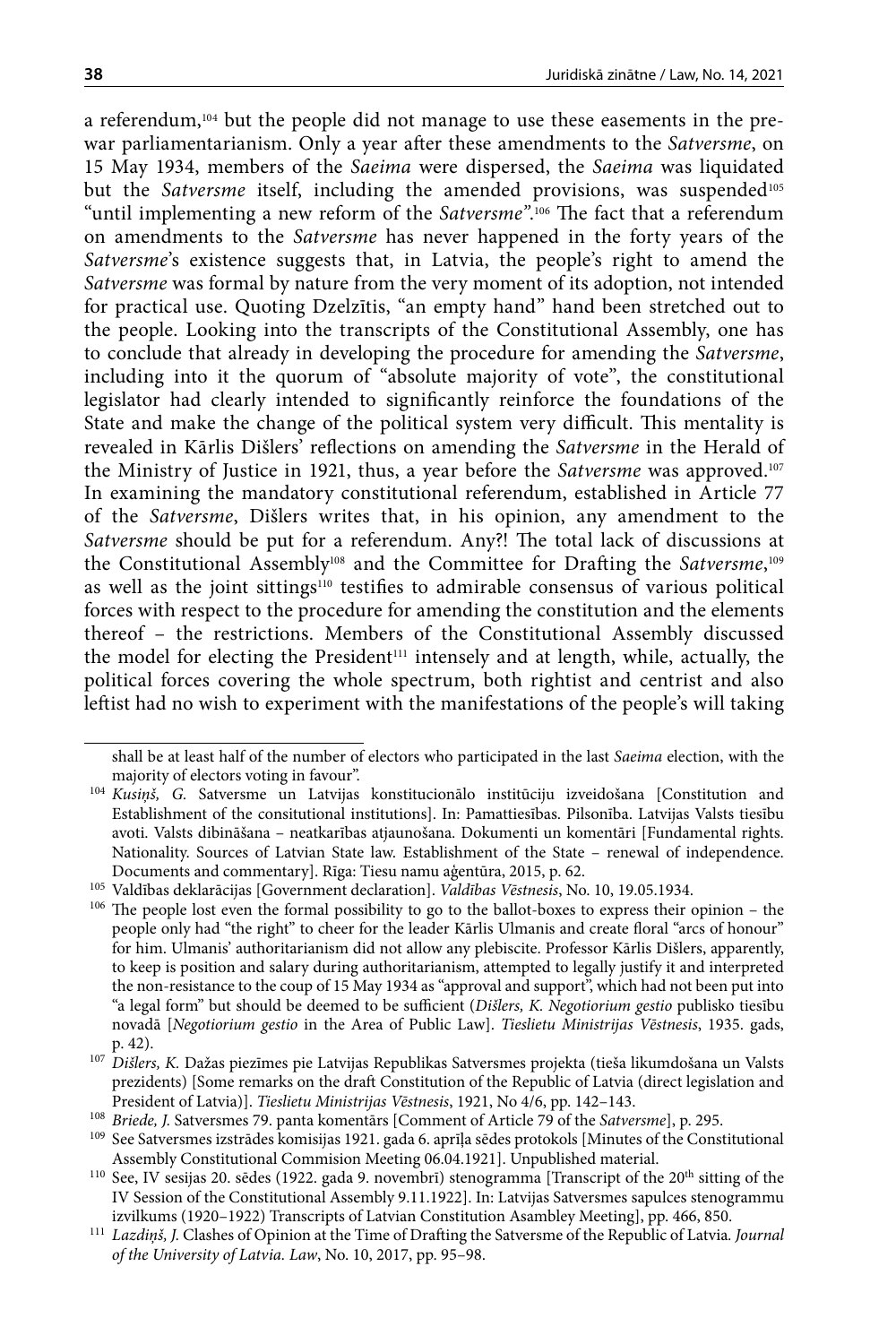a referendum,[104] but the people did not manage to use these easements in the pre-war parliamentarianism. Only a year after these amendments to the *Satversme*, on 15 May 1934, members of the *Saeima* were dispersed, the *Saeima* was liquidated but the *Satversme* itself, including the amended provisions, was suspended[105] "until implementing a new reform of the *Satversme*".[106] The fact that a referendum on amendments to the *Satversme* has never happened in the forty years of the *Satversme*'s existence suggests that, in Latvia, the people's right to amend the *Satversme* was formal by nature from the very moment of its adoption, not intended for practical use. Quoting Dzelzītis, "an empty hand" hand been stretched out to the people. Looking into the transcripts of the Constitutional Assembly, one has to conclude that already in developing the procedure for amending the *Satversme*, including into it the quorum of "absolute majority of vote", the constitutional legislator had clearly intended to significantly reinforce the foundations of the State and make the change of the political system very difficult. This mentality is revealed in Kārlis Dišlers' reflections on amending the *Satversme* in the Herald of the Ministry of Justice in 1921, thus, a year before the *Satversme* was approved.[107] In examining the mandatory constitutional referendum, established in Article 77 of the *Satversme*, Dišlers writes that, in his opinion, any amendment to the *Satversme* should be put for a referendum. Any?! The total lack of discussions at the Constitutional Assembly[108] and the Committee for Drafting the *Satversme*,[109] as well as the joint sittings[110] testifies to admirable consensus of various political forces with respect to the procedure for amending the constitution and the elements thereof – the restrictions. Members of the Constitutional Assembly discussed the model for electing the President[111] intensely and at length, while, actually, the political forces covering the whole spectrum, both rightist and centrist and also leftist had no wish to experiment with the manifestations of the people's will taking

---

shall be at least half of the number of electors who participated in the last *Saeima* election, with the majority of electors voting in favour".

[104] *Kusiņš, G.* Satversme un Latvijas konstitucionālo institūciju izveidošana [Constitution and Establishment of the consitutional institutions]. In: Pamattiesības. Pilsonība. Latvijas Valsts tiesību avoti. Valsts dibināšana – neatkarības atjaunošana. Dokumenti un komentāri [Fundamental rights. Nationality. Sources of Latvian State law. Establishment of the State – renewal of independence. Documents and commentary]. Rīga: Tiesu namu aģentūra, 2015, p. 62.

[105] Valdības deklarācijas [Government declaration]. *Valdības Vēstnesis*, No. 10, 19.05.1934.

[106] The people lost even the formal possibility to go to the ballot-boxes to express their opinion – the people only had "the right" to cheer for the leader Kārlis Ulmanis and create floral "arcs of honour" for him. Ulmanis' authoritarianism did not allow any plebiscite. Professor Kārlis Dišlers, apparently, to keep is position and salary during authoritarianism, attempted to legally justify it and interpreted the non-resistance to the coup of 15 May 1934 as "approval and support", which had not been put into "a legal form" but should be deemed to be sufficient (*Dišlers, K. Negotiorium gestio* publisko tiesību novadā [*Negotiorium gestio* in the Area of Public Law]. *Tieslietu Ministrijas Vēstnesis*, 1935. gads, p. 42).

[107] *Dišlers, K.* Dažas piezīmes pie Latvijas Republikas Satversmes projekta (tieša likumdošana un Valsts prezidents) [Some remarks on the draft Constitution of the Republic of Latvia (direct legislation and President of Latvia)]. *Tieslietu Ministrijas Vēstnesis*, 1921, No 4/6, pp. 142–143.

[108] *Briede, J.* Satversmes 79. panta komentārs [Comment of Article 79 of the *Satversme*], p. 295.

[109] See Satversmes izstrādes komisijas 1921. gada 6. aprīļa sēdes protokols [Minutes of the Constitutional Assembly Constitutional Commision Meeting 06.04.1921]. Unpublished material.

[110] See, IV sesijas 20. sēdes (1922. gada 9. novembrī) stenogramma [Transcript of the 20th sitting of the IV Session of the Constitutional Assembly 9.11.1922]. In: Latvijas Satversmes sapulces stenogrammu izvilkums (1920–1922) Transcripts of Latvian Constitution Asambley Meeting], pp. 466, 850.

[111] *Lazdiņš, J.* Clashes of Opinion at the Time of Drafting the Satversme of the Republic of Latvia. *Journal of the University of Latvia. Law*, No. 10, 2017, pp. 95–98.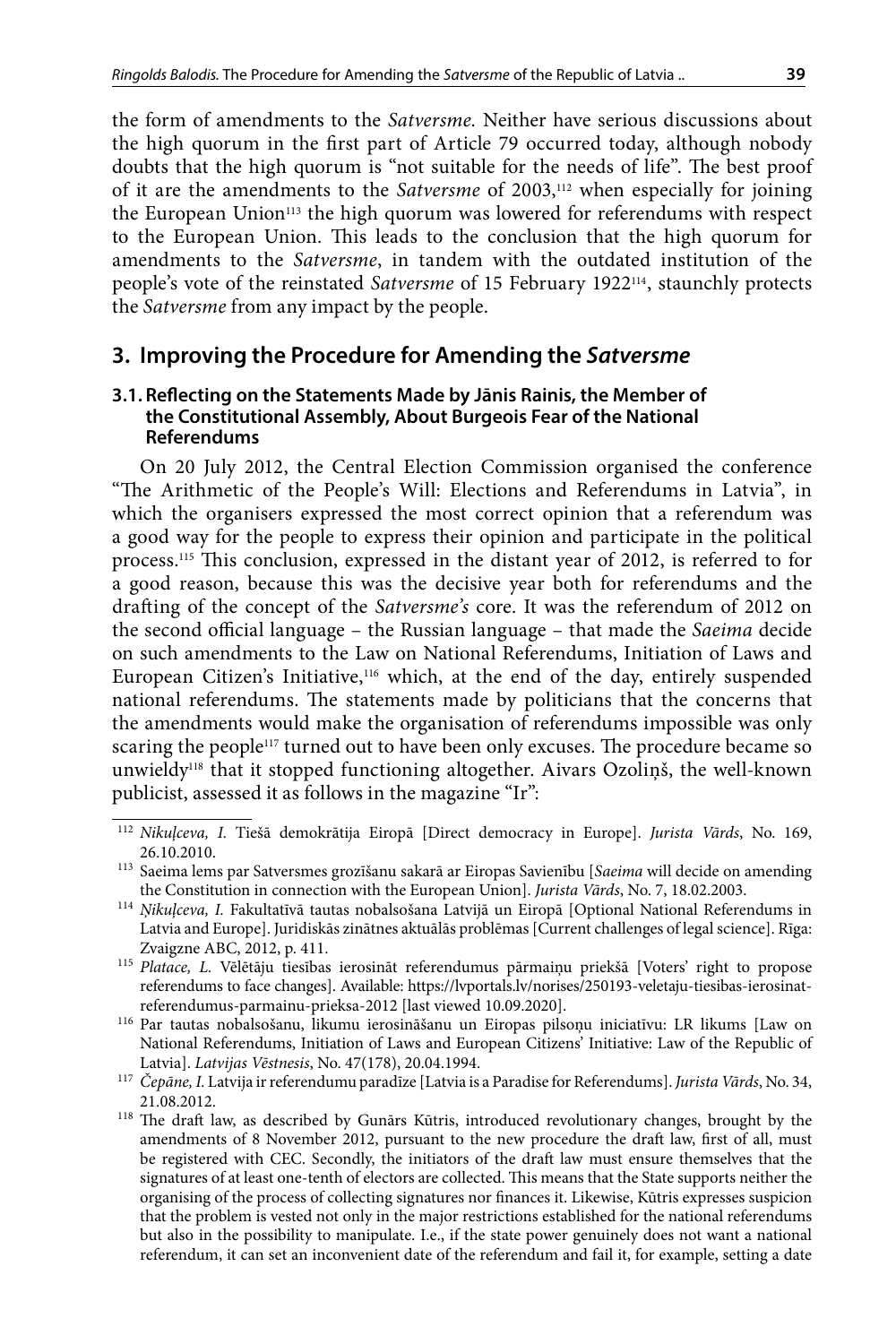the form of amendments to the *Satversme*. Neither have serious discussions about the high quorum in the first part of Article 79 occurred today, although nobody doubts that the high quorum is "not suitable for the needs of life". The best proof of it are the amendments to the *Satversme* of 2003,[112] when especially for joining the European Union[113] the high quorum was lowered for referendums with respect to the European Union. This leads to the conclusion that the high quorum for amendments to the *Satversme*, in tandem with the outdated institution of the people's vote of the reinstated *Satversme* of 15 February 1922[114], staunchly protects the *Satversme* from any impact by the people.

## 3. Improving the Procedure for Amending the *Satversme*

### 3.1. Reflecting on the Statements Made by Jānis Rainis, the Member of the Constitutional Assembly, About Burgeois Fear of the National Referendums

On 20 July 2012, the Central Election Commission organised the conference "The Arithmetic of the People's Will: Elections and Referendums in Latvia", in which the organisers expressed the most correct opinion that a referendum was a good way for the people to express their opinion and participate in the political process.[115] This conclusion, expressed in the distant year of 2012, is referred to for a good reason, because this was the decisive year both for referendums and the drafting of the concept of the *Satversme's* core. It was the referendum of 2012 on the second official language – the Russian language – that made the *Saeima* decide on such amendments to the Law on National Referendums, Initiation of Laws and European Citizen's Initiative,[116] which, at the end of the day, entirely suspended national referendums. The statements made by politicians that the concerns that the amendments would make the organisation of referendums impossible was only scaring the people[117] turned out to have been only excuses. The procedure became so unwieldy[118] that it stopped functioning altogether. Aivars Ozoliņš, the well-known publicist, assessed it as follows in the magazine "Ir":

---

[112] *Nikuļceva, I.* Tiešā demokrātija Eiropā [Direct democracy in Europe]. *Jurista Vārds*, No. 169, 26.10.2010.

[113] Saeima lems par Satversmes grozīšanu sakarā ar Eiropas Savienību [*Saeima* will decide on amending the Constitution in connection with the European Union]. *Jurista Vārds*, No. 7, 18.02.2003.

[114] *Ņikuļceva, I.* Fakultatīvā tautas nobalsošana Latvijā un Eiropā [Optional National Referendums in Latvia and Europe]. Juridiskās zinātnes aktuālās problēmas [Current challenges of legal science]. Rīga: Zvaigzne ABC, 2012, p. 411.

[115] *Platace, L.* Vēlētāju tiesības ierosināt referendumus pārmaiņu priekšā [Voters' right to propose referendums to face changes]. Available: https://lvportals.lv/norises/250193-veletaju-tiesibas-ierosinat-referendumus-parmainu-prieksa-2012 [last viewed 10.09.2020].

[116] Par tautas nobalsošanu, likumu ierosināšanu un Eiropas pilsoņu iniciatīvu: LR likums [Law on National Referendums, Initiation of Laws and European Citizens' Initiative: Law of the Republic of Latvia]. *Latvijas Vēstnesis*, No. 47(178), 20.04.1994.

[117] *Čepāne, I.* Latvija ir referendumu paradīze [Latvia is a Paradise for Referendums]. *Jurista Vārds*, No. 34, 21.08.2012.

[118] The draft law, as described by Gunārs Kūtris, introduced revolutionary changes, brought by the amendments of 8 November 2012, pursuant to the new procedure the draft law, first of all, must be registered with CEC. Secondly, the initiators of the draft law must ensure themselves that the signatures of at least one-tenth of electors are collected. This means that the State supports neither the organising of the process of collecting signatures nor finances it. Likewise, Kūtris expresses suspicion that the problem is vested not only in the major restrictions established for the national referendums but also in the possibility to manipulate. I.e., if the state power genuinely does not want a national referendum, it can set an inconvenient date of the referendum and fail it, for example, setting a date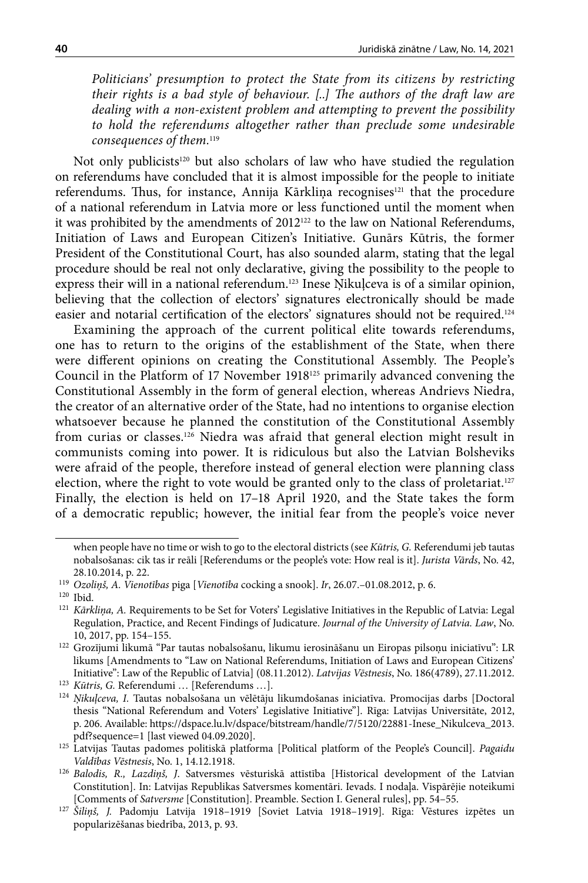*Politicians' presumption to protect the State from its citizens by restricting their rights is a bad style of behaviour. [..] The authors of the draft law are dealing with a non-existent problem and attempting to prevent the possibility to hold the referendums altogether rather than preclude some undesirable consequences of them.*[119]

Not only publicists[120] but also scholars of law who have studied the regulation on referendums have concluded that it is almost impossible for the people to initiate referendums. Thus, for instance, Annija Kārkliņa recognises[121] that the procedure of a national referendum in Latvia more or less functioned until the moment when it was prohibited by the amendments of 2012[122] to the law on National Referendums, Initiation of Laws and European Citizen's Initiative. Gunārs Kūtris, the former President of the Constitutional Court, has also sounded alarm, stating that the legal procedure should be real not only declarative, giving the possibility to the people to express their will in a national referendum.[123] Inese Ņikuļceva is of a similar opinion, believing that the collection of electors' signatures electronically should be made easier and notarial certification of the electors' signatures should not be required.[124]

Examining the approach of the current political elite towards referendums, one has to return to the origins of the establishment of the State, when there were different opinions on creating the Constitutional Assembly. The People's Council in the Platform of 17 November 1918[125] primarily advanced convening the Constitutional Assembly in the form of general election, whereas Andrievs Niedra, the creator of an alternative order of the State, had no intentions to organise election whatsoever because he planned the constitution of the Constitutional Assembly from curias or classes.[126] Niedra was afraid that general election might result in communists coming into power. It is ridiculous but also the Latvian Bolsheviks were afraid of the people, therefore instead of general election were planning class election, where the right to vote would be granted only to the class of proletariat.[127] Finally, the election is held on 17–18 April 1920, and the State takes the form of a democratic republic; however, the initial fear from the people's voice never

---

when people have no time or wish to go to the electoral districts (see *Kūtris, G.* Referendumi jeb tautas nobalsošanas: cik tas ir reāli [Referendums or the people's vote: How real is it]. *Jurista Vārds*, No. 42, 28.10.2014, p. 22.

119 *Ozoliņš, A. Vienotības* piga [*Vienotība* cocking a snook]. *Ir*, 26.07.–01.08.2012, p. 6.

120 Ibid.

121 *Kārkliņa, A.* Requirements to be Set for Voters' Legislative Initiatives in the Republic of Latvia: Legal Regulation, Practice, and Recent Findings of Judicature. *Journal of the University of Latvia. Law*, No. 10, 2017, pp. 154–155.

122 Grozījumi likumā "Par tautas nobalsošanu, likumu ierosināšanu un Eiropas pilsoņu iniciatīvu": LR likums [Amendments to "Law on National Referendums, Initiation of Laws and European Citizens' Initiative": Law of the Republic of Latvia] (08.11.2012). *Latvijas Vēstnesis*, No. 186(4789), 27.11.2012.

123 *Kūtris, G.* Referendumi … [Referendums …].

124 *Ņikuļceva, I.* Tautas nobalsošana un vēlētāju likumdošanas iniciatīva. Promocijas darbs [Doctoral thesis "National Referendum and Voters' Legislative Initiative"]. Rīga: Latvijas Universitāte, 2012, p. 206. Available: https://dspace.lu.lv/dspace/bitstream/handle/7/5120/22881-Inese_Nikulceva_2013.pdf?sequence=1 [last viewed 04.09.2020].

125 Latvijas Tautas padomes politiskā platforma [Political platform of the People's Council]. *Pagaidu Valdības Vēstnesis*, No. 1, 14.12.1918.

126 *Balodis, R., Lazdiņš, J.* Satversmes vēsturiskā attīstība [Historical development of the Latvian Constitution]. In: Latvijas Republikas Satversmes komentāri. Ievads. I nodaļa. Vispārējie noteikumi [Comments of *Satversme* [Constitution]. Preamble. Section I. General rules], pp. 54–55.

127 *Šiliņš, J.* Padomju Latvija 1918–1919 [Soviet Latvia 1918–1919]. Rīga: Vēstures izpētes un popularizēšanas biedrība, 2013, p. 93.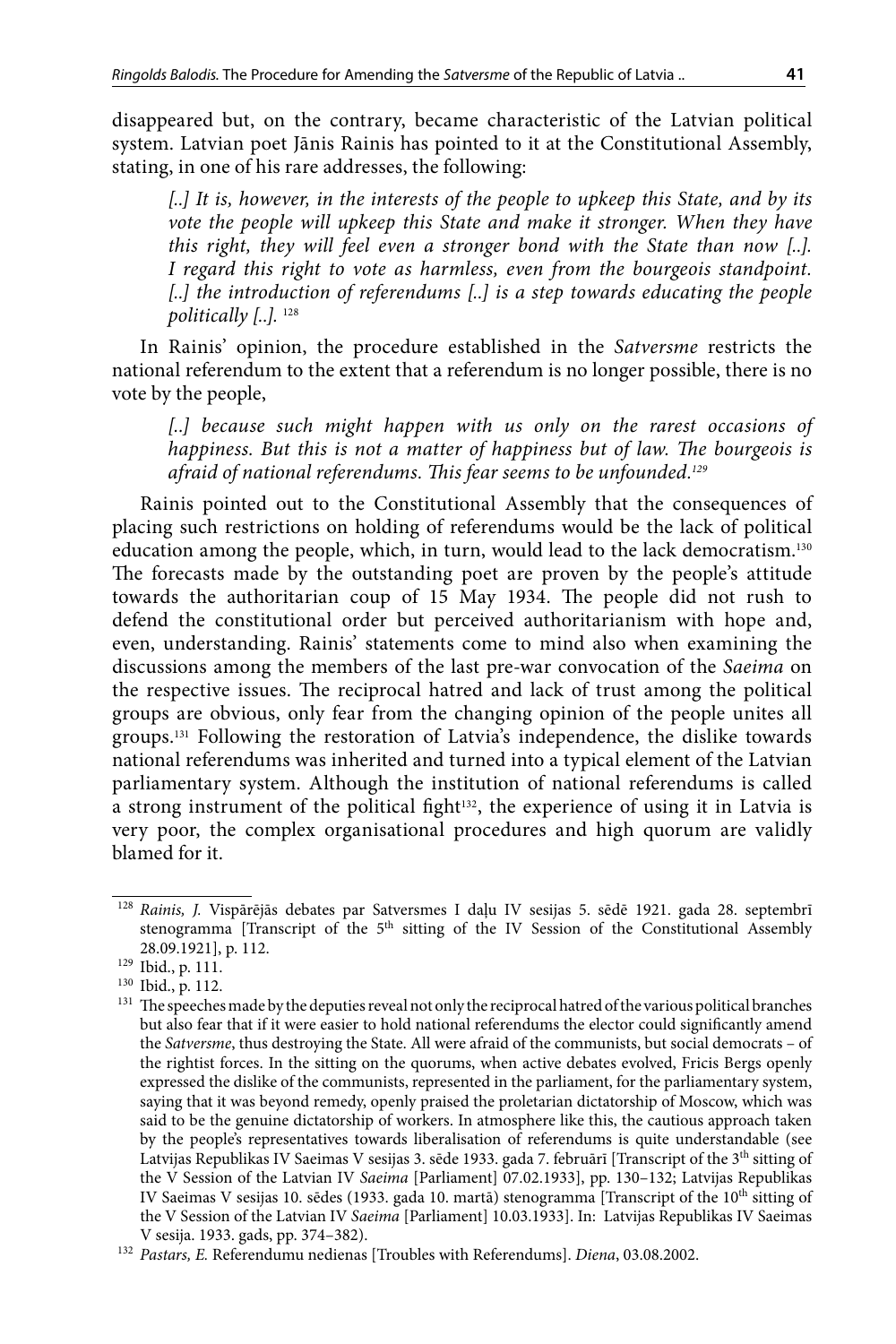disappeared but, on the contrary, became characteristic of the Latvian political system. Latvian poet Jānis Rainis has pointed to it at the Constitutional Assembly, stating, in one of his rare addresses, the following:

> *[..] It is, however, in the interests of the people to upkeep this State, and by its vote the people will upkeep this State and make it stronger. When they have this right, they will feel even a stronger bond with the State than now [..]. I regard this right to vote as harmless, even from the bourgeois standpoint. [..] the introduction of referendums [..] is a step towards educating the people politically [..].* [128]

In Rainis' opinion, the procedure established in the *Satversme* restricts the national referendum to the extent that a referendum is no longer possible, there is no vote by the people,

> *[..] because such might happen with us only on the rarest occasions of happiness. But this is not a matter of happiness but of law. The bourgeois is afraid of national referendums. This fear seems to be unfounded.*[129]

Rainis pointed out to the Constitutional Assembly that the consequences of placing such restrictions on holding of referendums would be the lack of political education among the people, which, in turn, would lead to the lack democratism.[130] The forecasts made by the outstanding poet are proven by the people's attitude towards the authoritarian coup of 15 May 1934. The people did not rush to defend the constitutional order but perceived authoritarianism with hope and, even, understanding. Rainis' statements come to mind also when examining the discussions among the members of the last pre-war convocation of the *Saeima* on the respective issues. The reciprocal hatred and lack of trust among the political groups are obvious, only fear from the changing opinion of the people unites all groups.[131] Following the restoration of Latvia's independence, the dislike towards national referendums was inherited and turned into a typical element of the Latvian parliamentary system. Although the institution of national referendums is called a strong instrument of the political fight[132], the experience of using it in Latvia is very poor, the complex organisational procedures and high quorum are validly blamed for it.

---

[128] *Rainis, J.* Vispārējās debates par Satversmes I daļu IV sesijas 5. sēdē 1921. gada 28. septembrī stenogramma [Transcript of the 5th sitting of the IV Session of the Constitutional Assembly 28.09.1921], p. 112.

[129] Ibid., p. 111.

[130] Ibid., p. 112.

[131] The speeches made by the deputies reveal not only the reciprocal hatred of the various political branches but also fear that if it were easier to hold national referendums the elector could significantly amend the *Satversme*, thus destroying the State. All were afraid of the communists, but social democrats – of the rightist forces. In the sitting on the quorums, when active debates evolved, Fricis Bergs openly expressed the dislike of the communists, represented in the parliament, for the parliamentary system, saying that it was beyond remedy, openly praised the proletarian dictatorship of Moscow, which was said to be the genuine dictatorship of workers. In atmosphere like this, the cautious approach taken by the people's representatives towards liberalisation of referendums is quite understandable (see Latvijas Republikas IV Saeimas V sesijas 3. sēde 1933. gada 7. februārī [Transcript of the 3th sitting of the V Session of the Latvian IV *Saeima* [Parliament] 07.02.1933], pp. 130–132; Latvijas Republikas IV Saeimas V sesijas 10. sēdes (1933. gada 10. martā) stenogramma [Transcript of the 10th sitting of the V Session of the Latvian IV *Saeima* [Parliament] 10.03.1933]. In: Latvijas Republikas IV Saeimas V sesija. 1933. gads, pp. 374–382).

[132] *Pastars, E.* Referendumu nedienas [Troubles with Referendums]. *Diena*, 03.08.2002.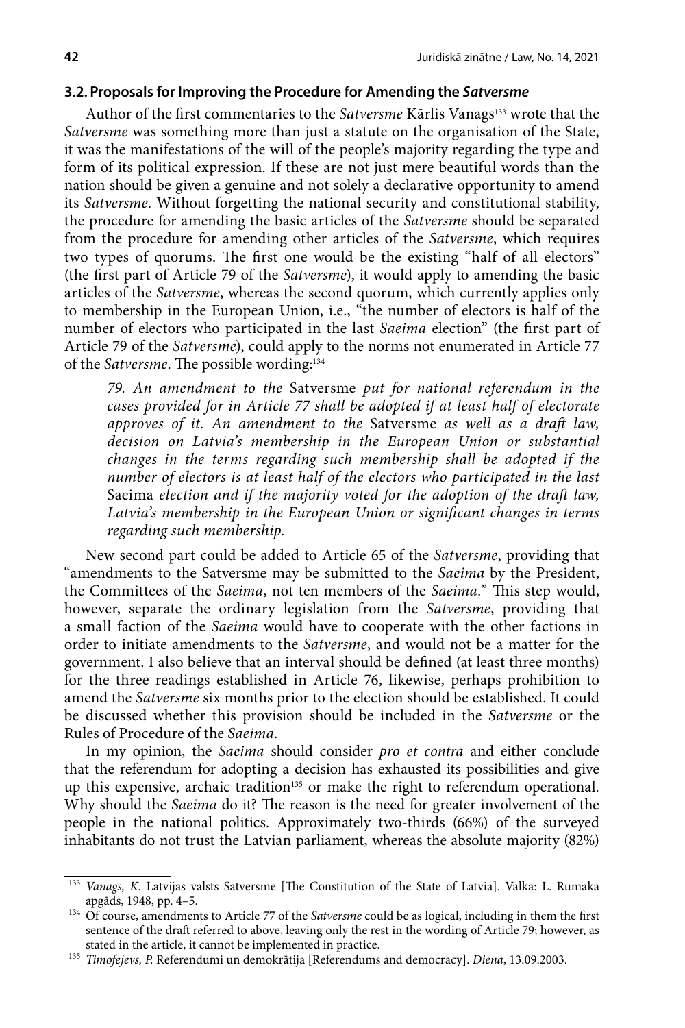### 3.2. Proposals for Improving the Procedure for Amending the *Satversme*

Author of the first commentaries to the *Satversme* Kārlis Vanags[133] wrote that the *Satversme* was something more than just a statute on the organisation of the State, it was the manifestations of the will of the people's majority regarding the type and form of its political expression. If these are not just mere beautiful words than the nation should be given a genuine and not solely a declarative opportunity to amend its *Satversme*. Without forgetting the national security and constitutional stability, the procedure for amending the basic articles of the *Satversme* should be separated from the procedure for amending other articles of the *Satversme*, which requires two types of quorums. The first one would be the existing "half of all electors" (the first part of Article 79 of the *Satversme*), it would apply to amending the basic articles of the *Satversme*, whereas the second quorum, which currently applies only to membership in the European Union, i.e., "the number of electors is half of the number of electors who participated in the last *Saeima* election" (the first part of Article 79 of the *Satversme*), could apply to the norms not enumerated in Article 77 of the *Satversme*. The possible wording:[134]

> *79. An amendment to the* Satversme *put for national referendum in the cases provided for in Article 77 shall be adopted if at least half of electorate approves of it. An amendment to the* Satversme *as well as a draft law, decision on Latvia's membership in the European Union or substantial changes in the terms regarding such membership shall be adopted if the number of electors is at least half of the electors who participated in the last* Saeima *election and if the majority voted for the adoption of the draft law, Latvia's membership in the European Union or significant changes in terms regarding such membership.*

New second part could be added to Article 65 of the *Satversme*, providing that "amendments to the Satversme may be submitted to the *Saeima* by the President, the Committees of the *Saeima*, not ten members of the *Saeima*." This step would, however, separate the ordinary legislation from the *Satversme*, providing that a small faction of the *Saeima* would have to cooperate with the other factions in order to initiate amendments to the *Satversme*, and would not be a matter for the government. I also believe that an interval should be defined (at least three months) for the three readings established in Article 76, likewise, perhaps prohibition to amend the *Satversme* six months prior to the election should be established. It could be discussed whether this provision should be included in the *Satversme* or the Rules of Procedure of the *Saeima*.

In my opinion, the *Saeima* should consider *pro et contra* and either conclude that the referendum for adopting a decision has exhausted its possibilities and give up this expensive, archaic tradition[135] or make the right to referendum operational. Why should the *Saeima* do it? The reason is the need for greater involvement of the people in the national politics. Approximately two-thirds (66%) of the surveyed inhabitants do not trust the Latvian parliament, whereas the absolute majority (82%)

---

[133] *Vanags, K.* Latvijas valsts Satversme [The Constitution of the State of Latvia]. Valka: L. Rumaka apgāds, 1948, pp. 4–5.

[134] Of course, amendments to Article 77 of the *Satversme* could be as logical, including in them the first sentence of the draft referred to above, leaving only the rest in the wording of Article 79; however, as stated in the article, it cannot be implemented in practice.

[135] *Timofejevs, P.* Referendumi un demokrātija [Referendums and democracy]. *Diena*, 13.09.2003.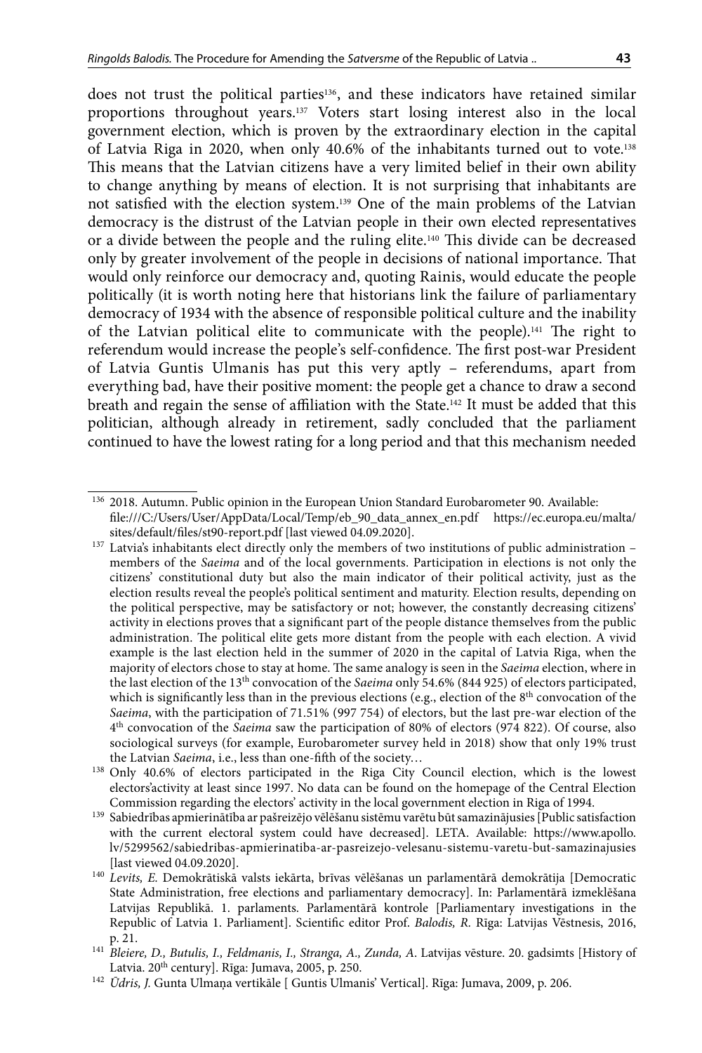does not trust the political parties[136], and these indicators have retained similar proportions throughout years.[137] Voters start losing interest also in the local government election, which is proven by the extraordinary election in the capital of Latvia Riga in 2020, when only 40.6% of the inhabitants turned out to vote.[138] This means that the Latvian citizens have a very limited belief in their own ability to change anything by means of election. It is not surprising that inhabitants are not satisfied with the election system.[139] One of the main problems of the Latvian democracy is the distrust of the Latvian people in their own elected representatives or a divide between the people and the ruling elite.[140] This divide can be decreased only by greater involvement of the people in decisions of national importance. That would only reinforce our democracy and, quoting Rainis, would educate the people politically (it is worth noting here that historians link the failure of parliamentary democracy of 1934 with the absence of responsible political culture and the inability of the Latvian political elite to communicate with the people).[141] The right to referendum would increase the people's self-confidence. The first post-war President of Latvia Guntis Ulmanis has put this very aptly – referendums, apart from everything bad, have their positive moment: the people get a chance to draw a second breath and regain the sense of affiliation with the State.[142] It must be added that this politician, although already in retirement, sadly concluded that the parliament continued to have the lowest rating for a long period and that this mechanism needed

---

[136] 2018. Autumn. Public opinion in the European Union Standard Eurobarometer 90. Available: file:///C:/Users/User/AppData/Local/Temp/eb_90_data_annex_en.pdf https://ec.europa.eu/malta/sites/default/files/st90-report.pdf [last viewed 04.09.2020].

[137] Latvia's inhabitants elect directly only the members of two institutions of public administration – members of the *Saeima* and of the local governments. Participation in elections is not only the citizens' constitutional duty but also the main indicator of their political activity, just as the election results reveal the people's political sentiment and maturity. Election results, depending on the political perspective, may be satisfactory or not; however, the constantly decreasing citizens' activity in elections proves that a significant part of the people distance themselves from the public administration. The political elite gets more distant from the people with each election. A vivid example is the last election held in the summer of 2020 in the capital of Latvia Riga, when the majority of electors chose to stay at home. The same analogy is seen in the *Saeima* election, where in the last election of the 13th convocation of the *Saeima* only 54.6% (844 925) of electors participated, which is significantly less than in the previous elections (e.g., election of the 8th convocation of the *Saeima*, with the participation of 71.51% (997 754) of electors, but the last pre-war election of the 4th convocation of the *Saeima* saw the participation of 80% of electors (974 822). Of course, also sociological surveys (for example, Eurobarometer survey held in 2018) show that only 19% trust the Latvian *Saeima*, i.e., less than one-fifth of the society…

[138] Only 40.6% of electors participated in the Riga City Council election, which is the lowest electors'activity at least since 1997. No data can be found on the homepage of the Central Election Commission regarding the electors' activity in the local government election in Riga of 1994.

[139] Sabiedrības apmierinātība ar pašreizējo vēlēšanu sistēmu varētu būt samazinājusies [Public satisfaction with the current electoral system could have decreased]. LETA. Available: https://www.apollo.lv/5299562/sabiedribas-apmierinatiba-ar-pasreizejo-velesanu-sistemu-varetu-but-samazinajusies [last viewed 04.09.2020].

[140] *Levits, E.* Demokrātiskā valsts iekārta, brīvas vēlēšanas un parlamentārā demokrātija [Democratic State Administration, free elections and parliamentary democracy]. In: Parlamentārā izmeklēšana Latvijas Republikā. 1. parlaments. Parlamentārā kontrole [Parliamentary investigations in the Republic of Latvia 1. Parliament]. Scientific editor Prof. *Balodis, R.* Rīga: Latvijas Vēstnesis, 2016, p. 21.

[141] *Bleiere, D., Butulis, I., Feldmanis, I., Stranga, A., Zunda, A.* Latvijas vēsture. 20. gadsimts [History of Latvia. 20th century]. Rīga: Jumava, 2005, p. 250.

[142] *Ūdris, J.* Gunta Ulmaņa vertikāle [ Guntis Ulmanis' Vertical]. Rīga: Jumava, 2009, p. 206.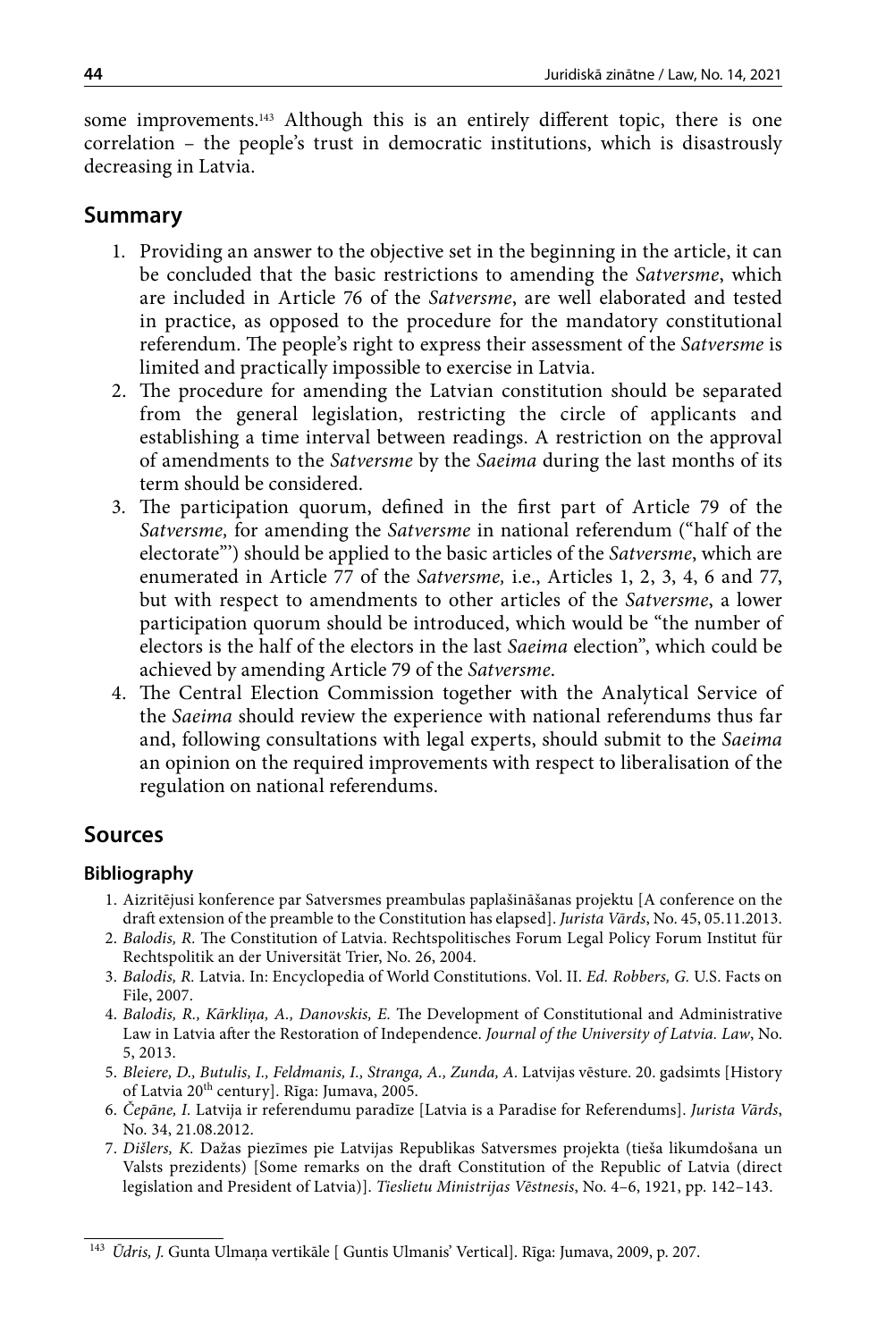some improvements.[143] Although this is an entirely different topic, there is one correlation – the people's trust in democratic institutions, which is disastrously decreasing in Latvia.

## Summary

1. Providing an answer to the objective set in the beginning in the article, it can be concluded that the basic restrictions to amending the *Satversme*, which are included in Article 76 of the *Satversme*, are well elaborated and tested in practice, as opposed to the procedure for the mandatory constitutional referendum. The people's right to express their assessment of the *Satversme* is limited and practically impossible to exercise in Latvia.
2. The procedure for amending the Latvian constitution should be separated from the general legislation, restricting the circle of applicants and establishing a time interval between readings. A restriction on the approval of amendments to the *Satversme* by the *Saeima* during the last months of its term should be considered.
3. The participation quorum, defined in the first part of Article 79 of the *Satversme,* for amending the *Satversme* in national referendum ("half of the electorate"') should be applied to the basic articles of the *Satversme*, which are enumerated in Article 77 of the *Satversme,* i.e., Articles 1, 2, 3, 4, 6 and 77, but with respect to amendments to other articles of the *Satversme*, a lower participation quorum should be introduced, which would be "the number of electors is the half of the electors in the last *Saeima* election", which could be achieved by amending Article 79 of the *Satversme*.
4. The Central Election Commission together with the Analytical Service of the *Saeima* should review the experience with national referendums thus far and, following consultations with legal experts, should submit to the *Saeima* an opinion on the required improvements with respect to liberalisation of the regulation on national referendums.

## Sources

### Bibliography

1. Aizritējusi konference par Satversmes preambulas paplašināšanas projektu [A conference on the draft extension of the preamble to the Constitution has elapsed]. *Jurista Vārds*, No. 45, 05.11.2013.
2. *Balodis, R.* The Constitution of Latvia. Rechtspolitisches Forum Legal Policy Forum Institut für Rechtspolitik an der Universität Trier, No. 26, 2004.
3. *Balodis, R.* Latvia. In: Encyclopedia of World Constitutions. Vol. II. *Ed. Robbers, G.* U.S. Facts on File, 2007.
4. *Balodis, R., Kārkliņa, A., Danovskis, E.* The Development of Constitutional and Administrative Law in Latvia after the Restoration of Independence. *Journal of the University of Latvia. Law*, No. 5, 2013.
5. *Bleiere, D., Butulis, I., Feldmanis, I., Stranga, A., Zunda, A.* Latvijas vēsture. 20. gadsimts [History of Latvia 20th century]. Rīga: Jumava, 2005.
6. *Čepāne, I.* Latvija ir referendumu paradīze [Latvia is a Paradise for Referendums]. *Jurista Vārds*, No. 34, 21.08.2012.
7. *Dišlers, K.* Dažas piezīmes pie Latvijas Republikas Satversmes projekta (tieša likumdošana un Valsts prezidents) [Some remarks on the draft Constitution of the Republic of Latvia (direct legislation and President of Latvia)]. *Tieslietu Ministrijas Vēstnesis*, No. 4–6, 1921, pp. 142–143.

---

[143] *Ūdris, J.* Gunta Ulmaņa vertikāle [ Guntis Ulmanis' Vertical]. Rīga: Jumava, 2009, p. 207.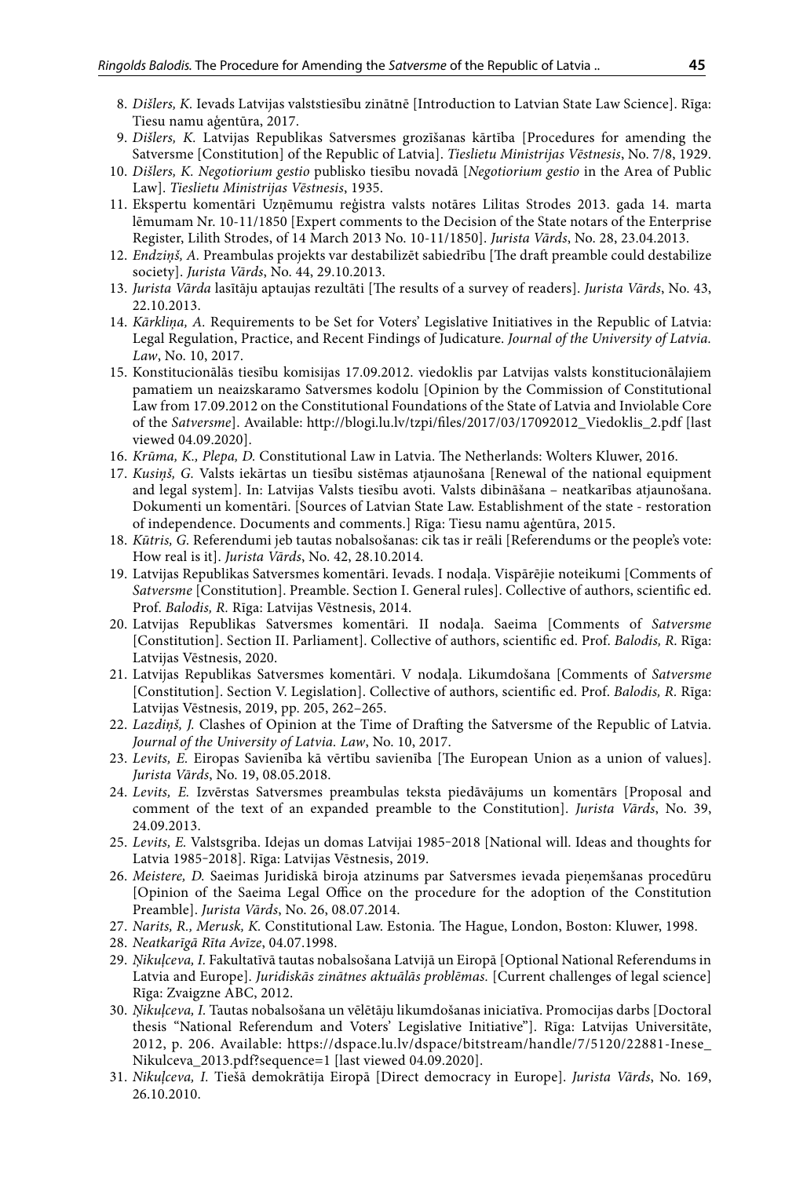8. *Dišlers, K.* Ievads Latvijas valststiesību zinātnē [Introduction to Latvian State Law Science]. Rīga: Tiesu namu aģentūra, 2017.
9. *Dišlers, K.* Latvijas Republikas Satversmes grozīšanas kārtība [Procedures for amending the Satversme [Constitution] of the Republic of Latvia]. *Tieslietu Ministrijas Vēstnesis*, No. 7/8, 1929.
10. *Dišlers, K. Negotiorium gestio* publisko tiesību novadā [*Negotiorium gestio* in the Area of Public Law]. *Tieslietu Ministrijas Vēstnesis*, 1935.
11. Ekspertu komentāri Uzņēmumu reģistra valsts notāres Lilitas Strodes 2013. gada 14. marta lēmumam Nr. 10-11/1850 [Expert comments to the Decision of the State notars of the Enterprise Register, Lilith Strodes, of 14 March 2013 No. 10-11/1850]. *Jurista Vārds*, No. 28, 23.04.2013.
12. *Endziņš, A.* Preambulas projekts var destabilizēt sabiedrību [The draft preamble could destabilize society]. *Jurista Vārds*, No. 44, 29.10.2013.
13. *Jurista Vārda* lasītāju aptaujas rezultāti [The results of a survey of readers]. *Jurista Vārds*, No. 43, 22.10.2013.
14. *Kārkliņa, A.* Requirements to be Set for Voters' Legislative Initiatives in the Republic of Latvia: Legal Regulation, Practice, and Recent Findings of Judicature. *Journal of the University of Latvia. Law*, No. 10, 2017.
15. Konstitucionālās tiesību komisijas 17.09.2012. viedoklis par Latvijas valsts konstitucionālajiem pamatiem un neaizskaramo Satversmes kodolu [Opinion by the Commission of Constitutional Law from 17.09.2012 on the Constitutional Foundations of the State of Latvia and Inviolable Core of the *Satversme*]. Available: http://blogi.lu.lv/tzpi/files/2017/03/17092012_Viedoklis_2.pdf [last viewed 04.09.2020].
16. *Krūma, K., Plepa, D.* Constitutional Law in Latvia. The Netherlands: Wolters Kluwer, 2016.
17. *Kusiņš, G.* Valsts iekārtas un tiesību sistēmas atjaunošana [Renewal of the national equipment and legal system]. In: Latvijas Valsts tiesību avoti. Valsts dibināšana – neatkarības atjaunošana. Dokumenti un komentāri. [Sources of Latvian State Law. Establishment of the state - restoration of independence. Documents and comments.] Rīga: Tiesu namu aģentūra, 2015.
18. *Kūtris, G.* Referendumi jeb tautas nobalsošanas: cik tas ir reāli [Referendums or the people's vote: How real is it]. *Jurista Vārds*, No. 42, 28.10.2014.
19. Latvijas Republikas Satversmes komentāri. Ievads. I nodaļa. Vispārējie noteikumi [Comments of *Satversme* [Constitution]. Preamble. Section I. General rules]. Collective of authors, scientific ed. Prof. *Balodis, R.* Rīga: Latvijas Vēstnesis, 2014.
20. Latvijas Republikas Satversmes komentāri. II nodaļa. Saeima [Comments of *Satversme* [Constitution]. Section II. Parliament]. Collective of authors, scientific ed. Prof. *Balodis, R.* Rīga: Latvijas Vēstnesis, 2020.
21. Latvijas Republikas Satversmes komentāri. V nodaļa. Likumdošana [Comments of *Satversme* [Constitution]. Section V. Legislation]. Collective of authors, scientific ed. Prof. *Balodis, R.* Rīga: Latvijas Vēstnesis, 2019, pp. 205, 262–265.
22. *Lazdiņš, J.* Clashes of Opinion at the Time of Drafting the Satversme of the Republic of Latvia. *Journal of the University of Latvia. Law*, No. 10, 2017.
23. *Levits, E.* Eiropas Savienība kā vērtību savienība [The European Union as a union of values]. *Jurista Vārds*, No. 19, 08.05.2018.
24. *Levits, E.* Izvērstas Satversmes preambulas teksta piedāvājums un komentārs [Proposal and comment of the text of an expanded preamble to the Constitution]. *Jurista Vārds*, No. 39, 24.09.2013.
25. *Levits, E.* Valstsgriba. Idejas un domas Latvijai 1985-2018 [National will. Ideas and thoughts for Latvia 1985-2018]. Rīga: Latvijas Vēstnesis, 2019.
26. *Meistere, D.* Saeimas Juridiskā biroja atzinums par Satversmes ievada pieņemšanas procedūru [Opinion of the Saeima Legal Office on the procedure for the adoption of the Constitution Preamble]. *Jurista Vārds*, No. 26, 08.07.2014.
27. *Narits, R., Merusk, K.* Constitutional Law. Estonia. The Hague, London, Boston: Kluwer, 1998.
28. *Neatkarīgā Rīta Avīze*, 04.07.1998.
29. *Ņikuļceva, I.* Fakultatīvā tautas nobalsošana Latvijā un Eiropā [Optional National Referendums in Latvia and Europe]. *Juridiskās zinātnes aktuālās problēmas.* [Current challenges of legal science] Rīga: Zvaigzne ABC, 2012.
30. *Ņikuļceva, I.* Tautas nobalsošana un vēlētāju likumdošanas iniciatīva. Promocijas darbs [Doctoral thesis "National Referendum and Voters' Legislative Initiative"]. Rīga: Latvijas Universitāte, 2012, p. 206. Available: https://dspace.lu.lv/dspace/bitstream/handle/7/5120/22881-Inese_Nikulceva_2013.pdf?sequence=1 [last viewed 04.09.2020].
31. *Nikuļceva, I.* Tiešā demokrātija Eiropā [Direct democracy in Europe]. *Jurista Vārds*, No. 169, 26.10.2010.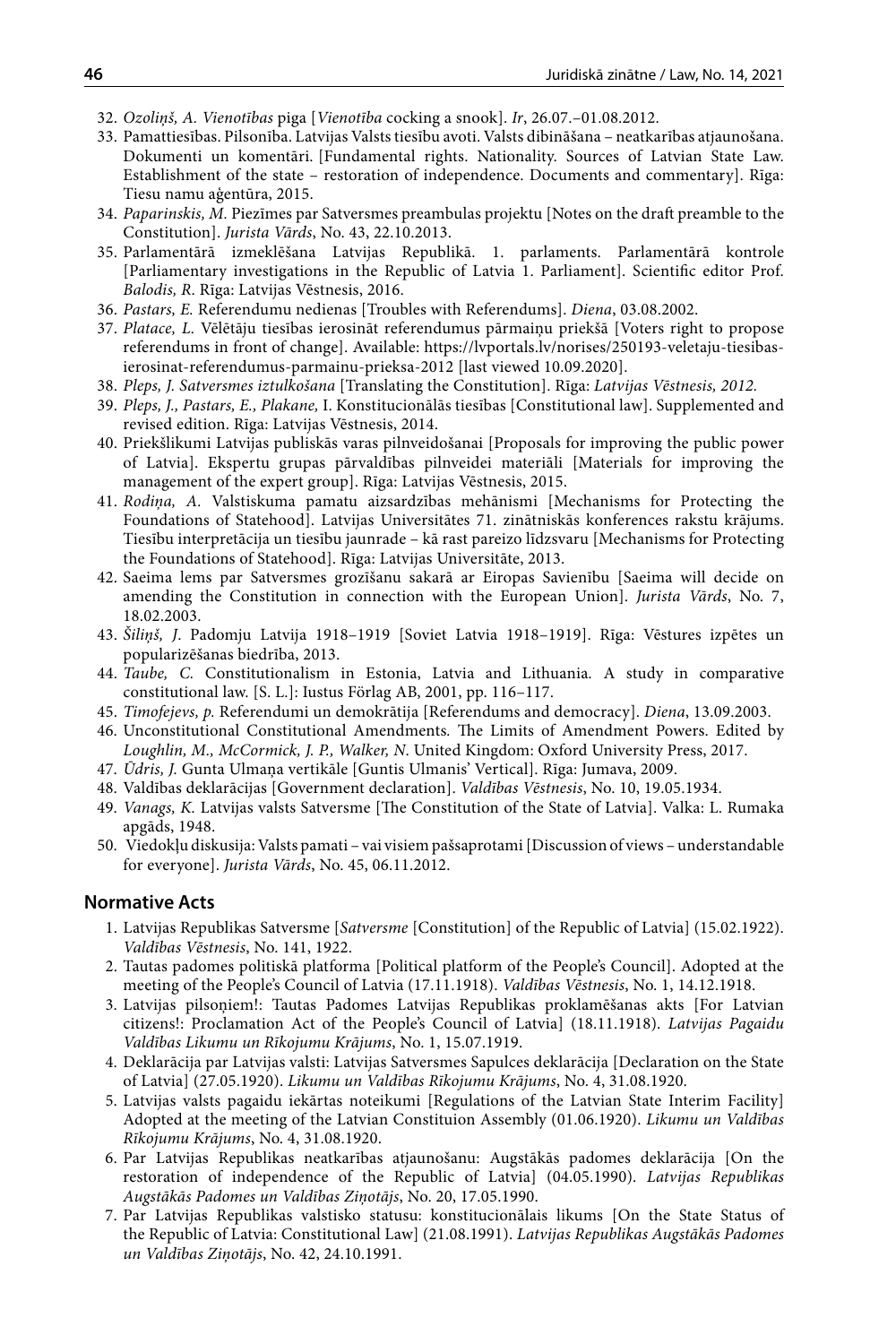32. *Ozoliņš, A. Vienotības* piga [*Vienotība* cocking a snook]. *Ir*, 26.07.–01.08.2012.
33. Pamattiesības. Pilsonība. Latvijas Valsts tiesību avoti. Valsts dibināšana – neatkarības atjaunošana. Dokumenti un komentāri. [Fundamental rights. Nationality. Sources of Latvian State Law. Establishment of the state – restoration of independence. Documents and commentary]. Rīga: Tiesu namu aģentūra, 2015.
34. *Paparinskis, M.* Piezīmes par Satversmes preambulas projektu [Notes on the draft preamble to the Constitution]. *Jurista Vārds*, No. 43, 22.10.2013.
35. Parlamentārā izmeklēšana Latvijas Republikā. 1. parlaments. Parlamentārā kontrole [Parliamentary investigations in the Republic of Latvia 1. Parliament]. Scientific editor Prof. *Balodis, R*. Rīga: Latvijas Vēstnesis, 2016.
36. *Pastars, E.* Referendumu nedienas [Troubles with Referendums]. *Diena*, 03.08.2002.
37. *Platace, L.* Vēlētāju tiesības ierosināt referendumus pārmaiņu priekšā [Voters right to propose referendums in front of change]. Available: https://lvportals.lv/norises/250193-veletaju-tiesibas-ierosinat-referendumus-parmainu-prieksa-2012 [last viewed 10.09.2020].
38. *Pleps, J. Satversmes iztulkošana* [Translating the Constitution]. Rīga: *Latvijas Vēstnesis, 2012.*
39. *Pleps, J., Pastars, E., Plakane,* I. Konstitucionālās tiesības [Constitutional law]. Supplemented and revised edition. Rīga: Latvijas Vēstnesis, 2014.
40. Priekšlikumi Latvijas publiskās varas pilnveidošanai [Proposals for improving the public power of Latvia]. Ekspertu grupas pārvaldības pilnveidei materiāli [Materials for improving the management of the expert group]. Rīga: Latvijas Vēstnesis, 2015.
41. *Rodiņa, A.* Valstiskuma pamatu aizsardzības mehānismi [Mechanisms for Protecting the Foundations of Statehood]. Latvijas Universitātes 71. zinātniskās konferences rakstu krājums. Tiesību interpretācija un tiesību jaunrade – kā rast pareizo līdzsvaru [Mechanisms for Protecting the Foundations of Statehood]. Rīga: Latvijas Universitāte, 2013.
42. Saeima lems par Satversmes grozīšanu sakarā ar Eiropas Savienību [Saeima will decide on amending the Constitution in connection with the European Union]. *Jurista Vārds*, No. 7, 18.02.2003.
43. *Šiliņš, J.* Padomju Latvija 1918–1919 [Soviet Latvia 1918–1919]. Rīga: Vēstures izpētes un popularizēšanas biedrība, 2013.
44. *Taube, C.* Constitutionalism in Estonia, Latvia and Lithuania. A study in comparative constitutional law. [S. L.]: Iustus Förlag AB, 2001, pp. 116–117.
45. *Timofejevs, p.* Referendumi un demokrātija [Referendums and democracy]. *Diena*, 13.09.2003.
46. Unconstitutional Constitutional Amendments. The Limits of Amendment Powers. Edited by *Loughlin, M., McCormick, J. P., Walker, N*. United Kingdom: Oxford University Press, 2017.
47. *Ūdris, J.* Gunta Ulmaņa vertikāle [Guntis Ulmanis' Vertical]. Rīga: Jumava, 2009.
48. Valdības deklarācijas [Government declaration]. *Valdības Vēstnesis*, No. 10, 19.05.1934.
49. *Vanags, K.* Latvijas valsts Satversme [The Constitution of the State of Latvia]. Valka: L. Rumaka apgāds, 1948.
50. Viedokļu diskusija: Valsts pamati – vai visiem pašsaprotami [Discussion of views – understandable for everyone]. *Jurista Vārds*, No. 45, 06.11.2012.

## Normative Acts

1. Latvijas Republikas Satversme [*Satversme* [Constitution] of the Republic of Latvia] (15.02.1922). *Valdības Vēstnesis*, No. 141, 1922.
2. Tautas padomes politiskā platforma [Political platform of the People's Council]. Adopted at the meeting of the People's Council of Latvia (17.11.1918). *Valdības Vēstnesis*, No. 1, 14.12.1918.
3. Latvijas pilsoņiem!: Tautas Padomes Latvijas Republikas proklamēšanas akts [For Latvian citizens!: Proclamation Act of the People's Council of Latvia] (18.11.1918). *Latvijas Pagaidu Valdības Likumu un Rīkojumu Krājums*, No. 1, 15.07.1919.
4. Deklarācija par Latvijas valsti: Latvijas Satversmes Sapulces deklarācija [Declaration on the State of Latvia] (27.05.1920). *Likumu un Valdības Rīkojumu Krājums*, No. 4, 31.08.1920.
5. Latvijas valsts pagaidu iekārtas noteikumi [Regulations of the Latvian State Interim Facility] Adopted at the meeting of the Latvian Constituion Assembly (01.06.1920). *Likumu un Valdības Rīkojumu Krājums*, No. 4, 31.08.1920.
6. Par Latvijas Republikas neatkarības atjaunošanu: Augstākās padomes deklarācija [On the restoration of independence of the Republic of Latvia] (04.05.1990). *Latvijas Republikas Augstākās Padomes un Valdības Ziņotājs*, No. 20, 17.05.1990.
7. Par Latvijas Republikas valstisko statusu: konstitucionālais likums [On the State Status of the Republic of Latvia: Constitutional Law] (21.08.1991). *Latvijas Republikas Augstākās Padomes un Valdības Ziņotājs*, No. 42, 24.10.1991.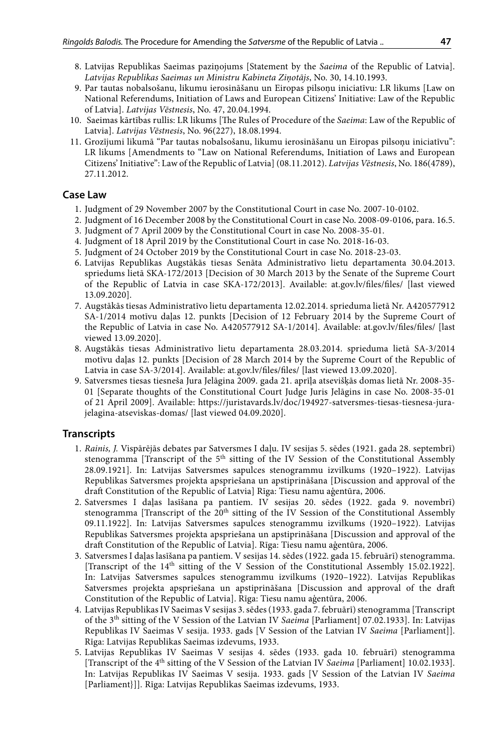8. Latvijas Republikas Saeimas paziņojums [Statement by the *Saeima* of the Republic of Latvia]. *Latvijas Republikas Saeimas un Ministru Kabineta Ziņotājs*, No. 30, 14.10.1993.
9. Par tautas nobalsošanu, likumu ierosināšanu un Eiropas pilsoņu iniciatīvu: LR likums [Law on National Referendums, Initiation of Laws and European Citizens' Initiative: Law of the Republic of Latvia]. *Latvijas Vēstnesis*, No. 47, 20.04.1994.
10. Saeimas kārtības rullis: LR likums [The Rules of Procedure of the *Saeima*: Law of the Republic of Latvia]. *Latvijas Vēstnesis*, No. 96(227), 18.08.1994.
11. Grozījumi likumā "Par tautas nobalsošanu, likumu ierosināšanu un Eiropas pilsoņu iniciatīvu": LR likums [Amendments to "Law on National Referendums, Initiation of Laws and European Citizens' Initiative": Law of the Republic of Latvia] (08.11.2012). *Latvijas Vēstnesis*, No. 186(4789), 27.11.2012.

## Case Law

1. Judgment of 29 November 2007 by the Constitutional Court in case No. 2007-10-0102.
2. Judgment of 16 December 2008 by the Constitutional Court in case No. 2008-09-0106, para. 16.5.
3. Judgment of 7 April 2009 by the Constitutional Court in case No. 2008-35-01.
4. Judgment of 18 April 2019 by the Constitutional Court in case No. 2018-16-03.
5. Judgment of 24 October 2019 by the Constitutional Court in case No. 2018-23-03.
6. Latvijas Republikas Augstākās tiesas Senāta Administratīvo lietu departamenta 30.04.2013. spriedums lietā SKA-172/2013 [Decision of 30 March 2013 by the Senate of the Supreme Court of the Republic of Latvia in case SKA-172/2013]. Available: at.gov.lv/files/files/ [last viewed 13.09.2020].
7. Augstākās tiesas Administratīvo lietu departamenta 12.02.2014. sprieduma lietā Nr. A420577912 SA-1/2014 motīvu daļas 12. punkts [Decision of 12 February 2014 by the Supreme Court of the Republic of Latvia in case No. A420577912 SA-1/2014]. Available: at.gov.lv/files/files/ [last viewed 13.09.2020].
8. Augstākās tiesas Administratīvo lietu departamenta 28.03.2014. sprieduma lietā SA-3/2014 motīvu daļas 12. punkts [Decision of 28 March 2014 by the Supreme Court of the Republic of Latvia in case SA-3/2014]. Available: at.gov.lv/files/files/ [last viewed 13.09.2020].
9. Satversmes tiesas tiesneša Jura Jelāgina 2009. gada 21. aprīļa atsevišķās domas lietā Nr. 2008-35-01 [Separate thoughts of the Constitutional Court Judge Juris Jelāgins in case No. 2008-35-01 of 21 April 2009]. Available: https://juristavards.lv/doc/194927-satversmes-tiesas-tiesnesa-jura-jelagina-atseviskas-domas/ [last viewed 04.09.2020].

## Transcripts

1. *Rainis, J.* Vispārējās debates par Satversmes I daļu. IV sesijas 5. sēdes (1921. gada 28. septembrī) stenogramma [Transcript of the 5th sitting of the IV Session of the Constitutional Assembly 28.09.1921]. In: Latvijas Satversmes sapulces stenogrammu izvilkums (1920–1922). Latvijas Republikas Satversmes projekta apspriešana un apstiprināšana [Discussion and approval of the draft Constitution of the Republic of Latvia] Rīga: Tiesu namu aģentūra, 2006.
2. Satversmes I daļas lasīšana pa pantiem. IV sesijas 20. sēdes (1922. gada 9. novembrī) stenogramma [Transcript of the 20th sitting of the IV Session of the Constitutional Assembly 09.11.1922]. In: Latvijas Satversmes sapulces stenogrammu izvilkums (1920–1922). Latvijas Republikas Satversmes projekta apspriešana un apstiprināšana [Discussion and approval of the draft Constitution of the Republic of Latvia]. Rīga: Tiesu namu aģentūra, 2006.
3. Satversmes I daļas lasīšana pa pantiem. V sesijas 14. sēdes (1922. gada 15. februārī) stenogramma. [Transcript of the 14th sitting of the V Session of the Constitutional Assembly 15.02.1922]. In: Latvijas Satversmes sapulces stenogrammu izvilkums (1920–1922). Latvijas Republikas Satversmes projekta apspriešana un apstiprināšana [Discussion and approval of the draft Constitution of the Republic of Latvia]. Rīga: Tiesu namu aģentūra, 2006.
4. Latvijas Republikas IV Saeimas V sesijas 3. sēdes (1933. gada 7. februārī) stenogramma [Transcript of the 3th sitting of the V Session of the Latvian IV *Saeima* [Parliament] 07.02.1933]. In: Latvijas Republikas IV Saeimas V sesija. 1933. gads [V Session of the Latvian IV *Saeima* [Parliament]]. Rīga: Latvijas Republikas Saeimas izdevums, 1933.
5. Latvijas Republikas IV Saeimas V sesijas 4. sēdes (1933. gada 10. februārī) stenogramma [Transcript of the 4th sitting of the V Session of the Latvian IV *Saeima* [Parliament] 10.02.1933]. In: Latvijas Republikas IV Saeimas V sesija. 1933. gads [V Session of the Latvian IV *Saeima* [Parliament}]]. Rīga: Latvijas Republikas Saeimas izdevums, 1933.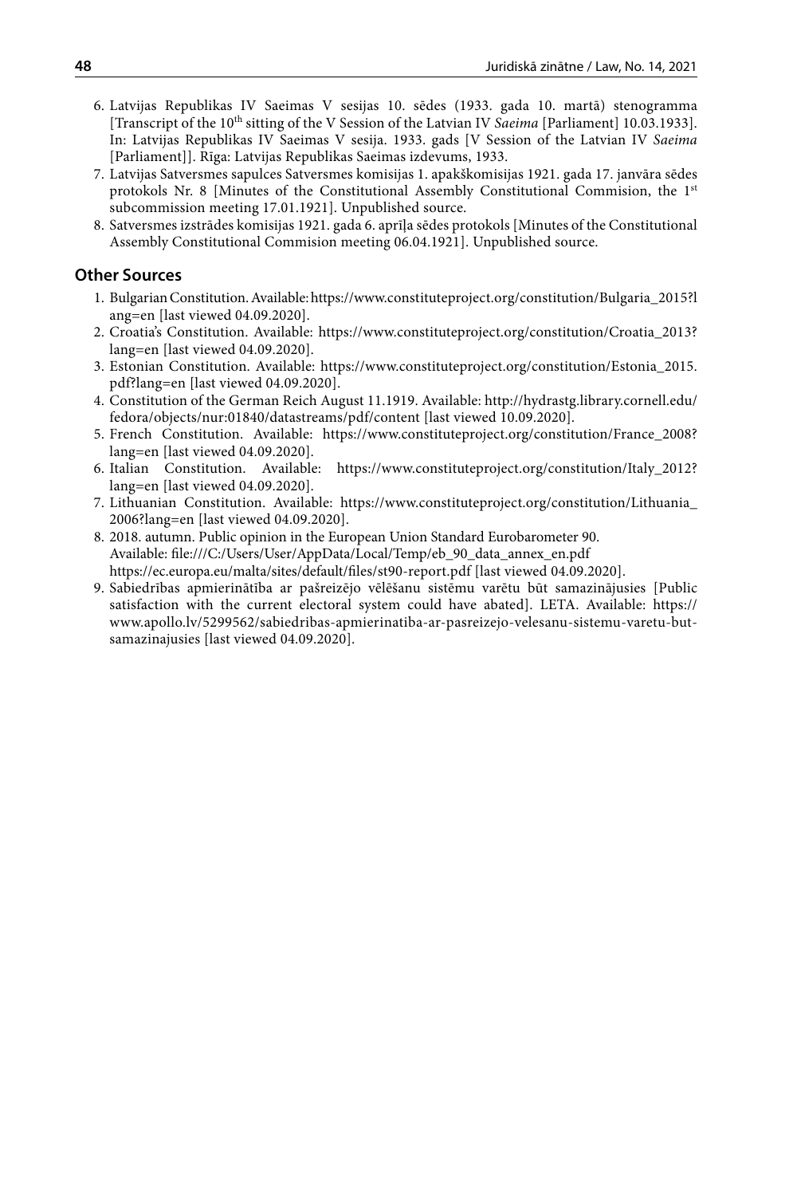6. Latvijas Republikas IV Saeimas V sesijas 10. sēdes (1933. gada 10. martā) stenogramma [Transcript of the 10th sitting of the V Session of the Latvian IV *Saeima* [Parliament] 10.03.1933]. In: Latvijas Republikas IV Saeimas V sesija. 1933. gads [V Session of the Latvian IV *Saeima* [Parliament]]. Rīga: Latvijas Republikas Saeimas izdevums, 1933.
7. Latvijas Satversmes sapulces Satversmes komisijas 1. apakškomisijas 1921. gada 17. janvāra sēdes protokols Nr. 8 [Minutes of the Constitutional Assembly Constitutional Commision, the 1st subcommission meeting 17.01.1921]. Unpublished source.
8. Satversmes izstrādes komisijas 1921. gada 6. aprīļa sēdes protokols [Minutes of the Constitutional Assembly Constitutional Commision meeting 06.04.1921]. Unpublished source.

## Other Sources

1. Bulgarian Constitution. Available: https://www.constituteproject.org/constitution/Bulgaria_2015?lang=en [last viewed 04.09.2020].
2. Croatia's Constitution. Available: https://www.constituteproject.org/constitution/Croatia_2013?lang=en [last viewed 04.09.2020].
3. Estonian Constitution. Available: https://www.constituteproject.org/constitution/Estonia_2015.pdf?lang=en [last viewed 04.09.2020].
4. Constitution of the German Reich August 11.1919. Available: http://hydrastg.library.cornell.edu/fedora/objects/nur:01840/datastreams/pdf/content [last viewed 10.09.2020].
5. French Constitution. Available: https://www.constituteproject.org/constitution/France_2008?lang=en [last viewed 04.09.2020].
6. Italian Constitution. Available: https://www.constituteproject.org/constitution/Italy_2012?lang=en [last viewed 04.09.2020].
7. Lithuanian Constitution. Available: https://www.constituteproject.org/constitution/Lithuania_2006?lang=en [last viewed 04.09.2020].
8. 2018. autumn. Public opinion in the European Union Standard Eurobarometer 90. Available: file:///C:/Users/User/AppData/Local/Temp/eb_90_data_annex_en.pdf https://ec.europa.eu/malta/sites/default/files/st90-report.pdf [last viewed 04.09.2020].
9. Sabiedrības apmierinātība ar pašreizējo vēlēšanu sistēmu varētu būt samazinājusies [Public satisfaction with the current electoral system could have abated]. LETA. Available: https://www.apollo.lv/5299562/sabiedribas-apmierinatiba-ar-pasreizejo-velesanu-sistemu-varetu-but-samazinajusies [last viewed 04.09.2020].